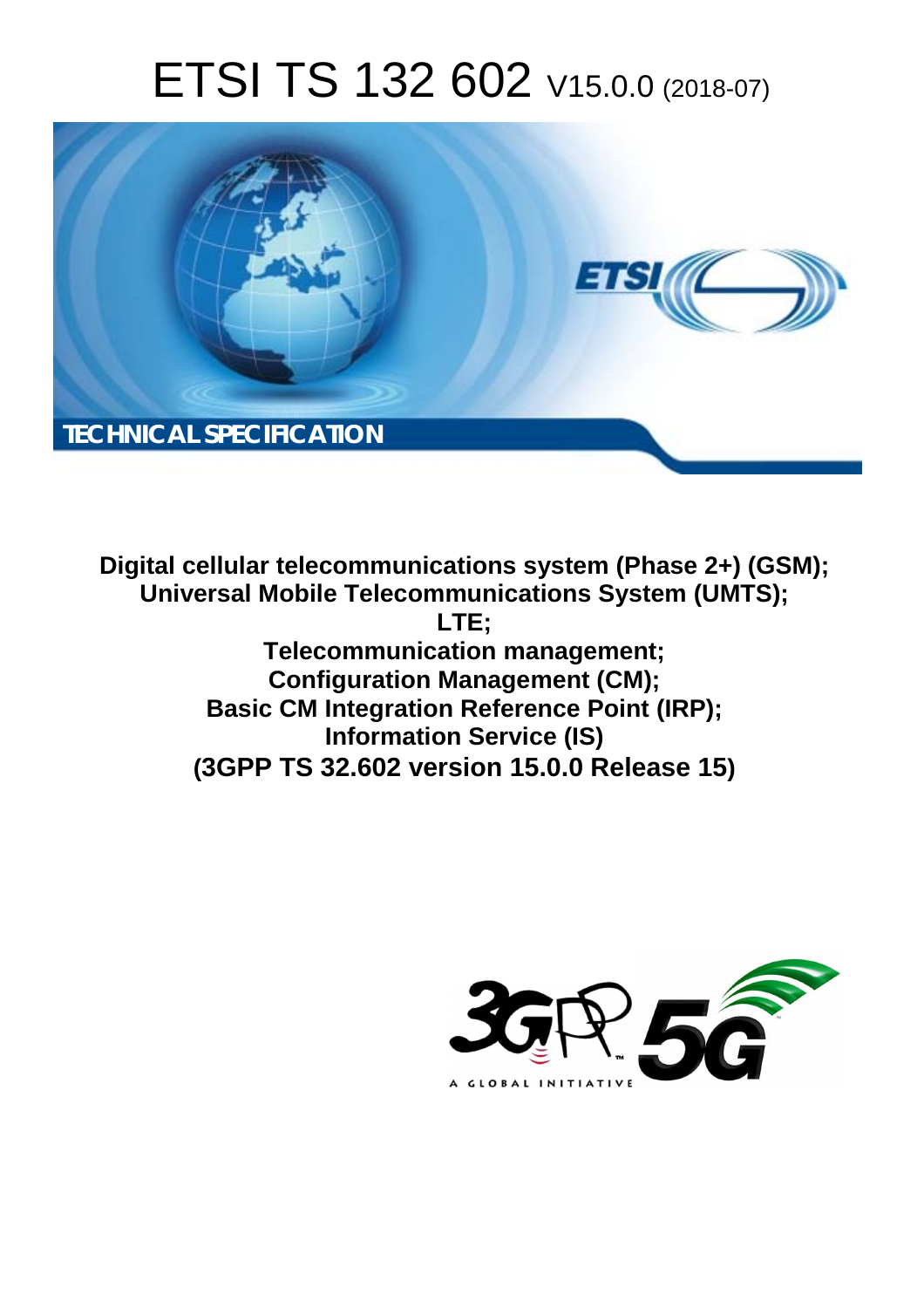# ETSI TS 132 602 V15.0.0 (2018-07)

TECHNICAL SPECIFICATION

**Digital cellular telecommunications system (Phase 2+) (GSM);**
**Universal Mobile Telecommunications System (UMTS);**
**LTE;**
**Telecommunication management;**
**Configuration Management (CM);**
**Basic CM Integration Reference Point (IRP);**
**Information Service (IS)**
**(3GPP TS 32.602 version 15.0.0 Release 15)**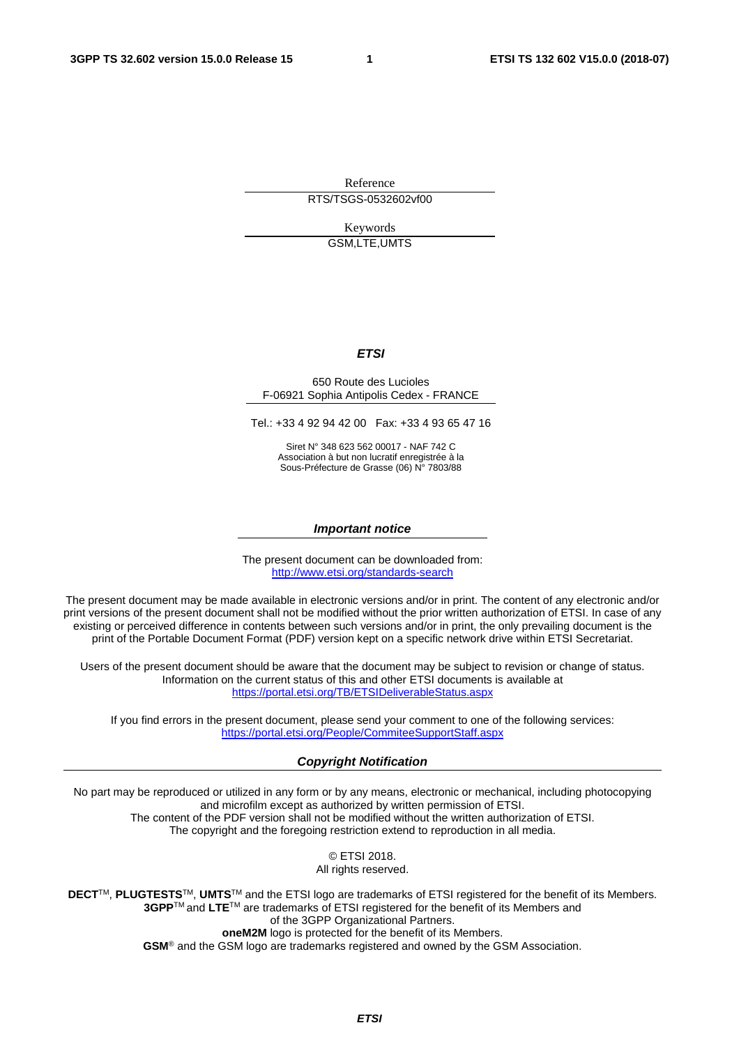Reference

RTS/TSGS-0532602vf00

Keywords

GSM,LTE,UMTS

***ETSI***

650 Route des Lucioles
F-06921 Sophia Antipolis Cedex - FRANCE

Tel.: +33 4 92 94 42 00 Fax: +33 4 93 65 47 16

Siret N° 348 623 562 00017 - NAF 742 C
Association à but non lucratif enregistrée à la
Sous-Préfecture de Grasse (06) N° 7803/88

***Important notice***

The present document can be downloaded from:
http://www.etsi.org/standards-search

The present document may be made available in electronic versions and/or in print. The content of any electronic and/or print versions of the present document shall not be modified without the prior written authorization of ETSI. In case of any existing or perceived difference in contents between such versions and/or in print, the only prevailing document is the print of the Portable Document Format (PDF) version kept on a specific network drive within ETSI Secretariat.

Users of the present document should be aware that the document may be subject to revision or change of status. Information on the current status of this and other ETSI documents is available at
https://portal.etsi.org/TB/ETSIDeliverableStatus.aspx

If you find errors in the present document, please send your comment to one of the following services:
https://portal.etsi.org/People/CommiteeSupportStaff.aspx

***Copyright Notification***

No part may be reproduced or utilized in any form or by any means, electronic or mechanical, including photocopying and microfilm except as authorized by written permission of ETSI.
The content of the PDF version shall not be modified without the written authorization of ETSI.
The copyright and the foregoing restriction extend to reproduction in all media.

© ETSI 2018.
All rights reserved.

**DECT**™, **PLUGTESTS**™, **UMTS**™ and the ETSI logo are trademarks of ETSI registered for the benefit of its Members.
**3GPP**™ and **LTE**™ are trademarks of ETSI registered for the benefit of its Members and of the 3GPP Organizational Partners.
**oneM2M** logo is protected for the benefit of its Members.
**GSM**® and the GSM logo are trademarks registered and owned by the GSM Association.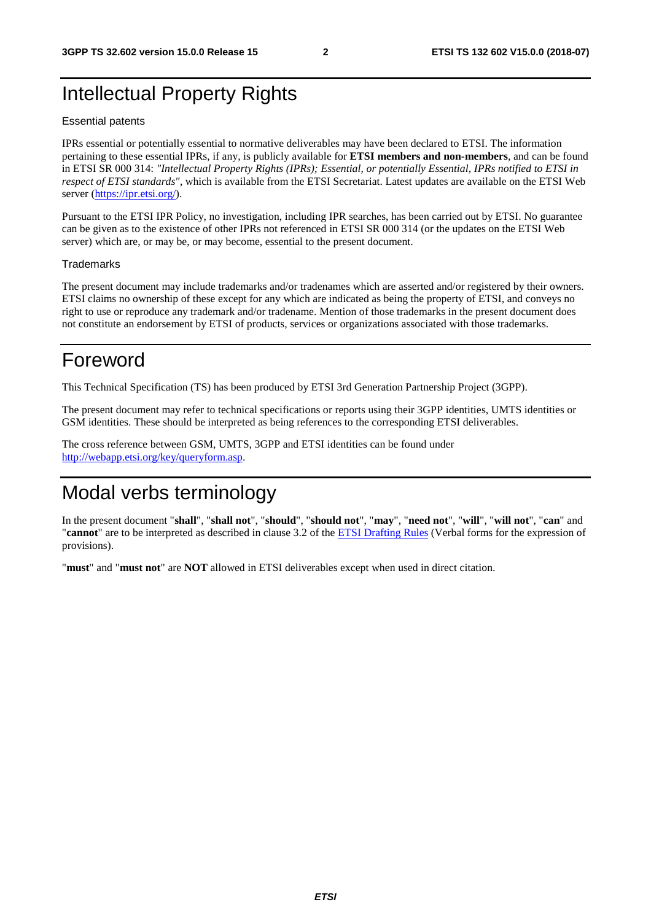# Intellectual Property Rights

Essential patents

IPRs essential or potentially essential to normative deliverables may have been declared to ETSI. The information pertaining to these essential IPRs, if any, is publicly available for **ETSI members and non-members**, and can be found in ETSI SR 000 314: *"Intellectual Property Rights (IPRs); Essential, or potentially Essential, IPRs notified to ETSI in respect of ETSI standards"*, which is available from the ETSI Secretariat. Latest updates are available on the ETSI Web server (https://ipr.etsi.org/).

Pursuant to the ETSI IPR Policy, no investigation, including IPR searches, has been carried out by ETSI. No guarantee can be given as to the existence of other IPRs not referenced in ETSI SR 000 314 (or the updates on the ETSI Web server) which are, or may be, or may become, essential to the present document.

Trademarks

The present document may include trademarks and/or tradenames which are asserted and/or registered by their owners. ETSI claims no ownership of these except for any which are indicated as being the property of ETSI, and conveys no right to use or reproduce any trademark and/or tradename. Mention of those trademarks in the present document does not constitute an endorsement by ETSI of products, services or organizations associated with those trademarks.

# Foreword

This Technical Specification (TS) has been produced by ETSI 3rd Generation Partnership Project (3GPP).

The present document may refer to technical specifications or reports using their 3GPP identities, UMTS identities or GSM identities. These should be interpreted as being references to the corresponding ETSI deliverables.

The cross reference between GSM, UMTS, 3GPP and ETSI identities can be found under http://webapp.etsi.org/key/queryform.asp.

# Modal verbs terminology

In the present document "**shall**", "**shall not**", "**should**", "**should not**", "**may**", "**need not**", "**will**", "**will not**", "**can**" and "**cannot**" are to be interpreted as described in clause 3.2 of the ETSI Drafting Rules (Verbal forms for the expression of provisions).

"**must**" and "**must not**" are **NOT** allowed in ETSI deliverables except when used in direct citation.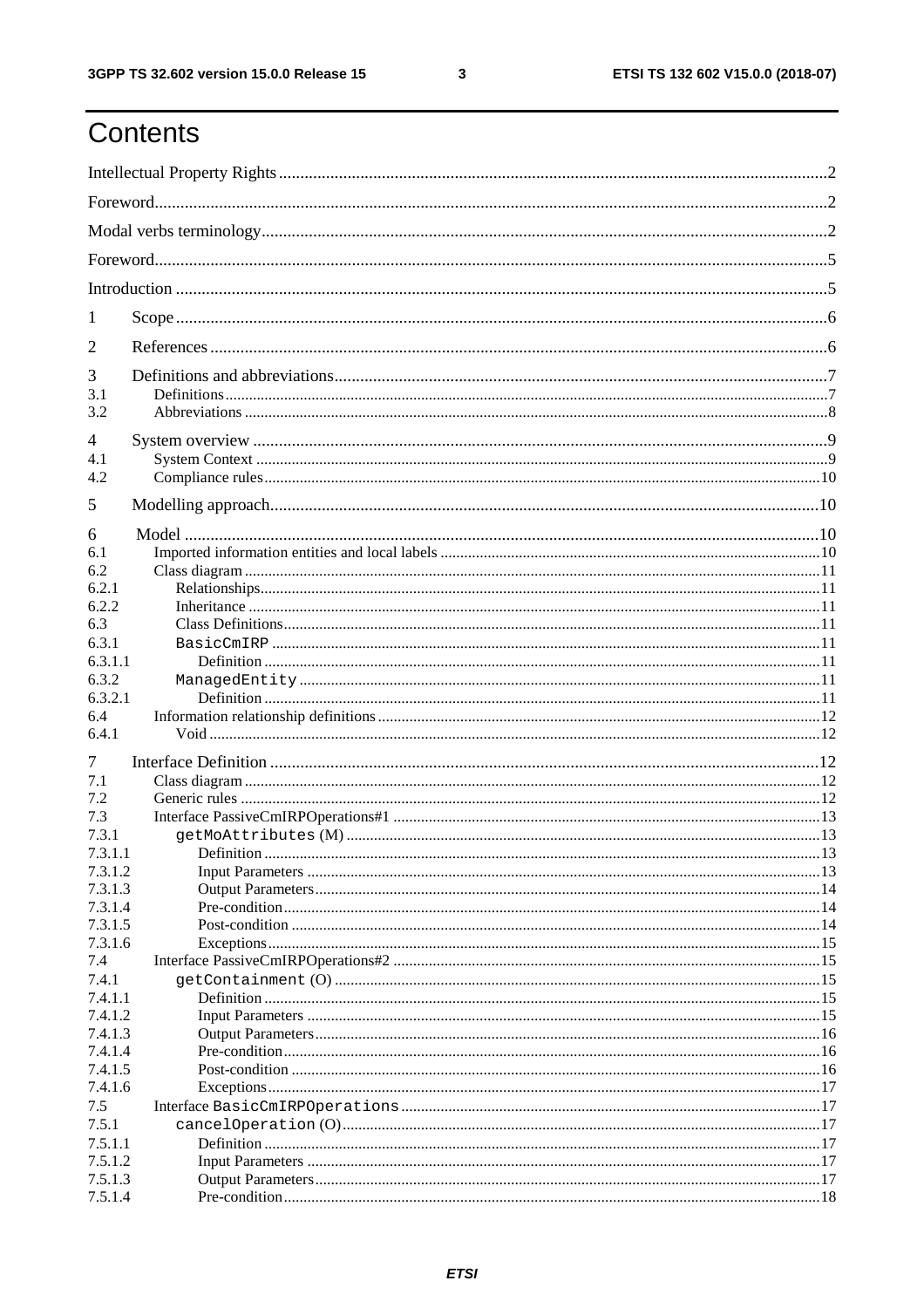# Contents

Intellectual Property Rights ........................................ 2

Foreword ........................................ 2

Modal verbs terminology ........................................ 2

Foreword ........................................ 5

Introduction ........................................ 5

1 Scope ........................................ 6

2 References ........................................ 6

3 Definitions and abbreviations ........................................ 7

3.1 Definitions ........................................ 7

3.2 Abbreviations ........................................ 8

4 System overview ........................................ 9

4.1 System Context ........................................ 9

4.2 Compliance rules ........................................ 10

5 Modelling approach ........................................ 10

6 Model ........................................ 10

6.1 Imported information entities and local labels ........................................ 10

6.2 Class diagram ........................................ 11

6.2.1 Relationships ........................................ 11

6.2.2 Inheritance ........................................ 11

6.3 Class Definitions ........................................ 11

6.3.1 `BasicCmIRP` ........................................ 11

6.3.1.1 Definition ........................................ 11

6.3.2 `ManagedEntity` ........................................ 11

6.3.2.1 Definition ........................................ 11

6.4 Information relationship definitions ........................................ 12

6.4.1 Void ........................................ 12

7 Interface Definition ........................................ 12

7.1 Class diagram ........................................ 12

7.2 Generic rules ........................................ 12

7.3 Interface PassiveCmIRPOperations#1 ........................................ 13

7.3.1 `getMoAttributes` (M) ........................................ 13

7.3.1.1 Definition ........................................ 13

7.3.1.2 Input Parameters ........................................ 13

7.3.1.3 Output Parameters ........................................ 14

7.3.1.4 Pre-condition ........................................ 14

7.3.1.5 Post-condition ........................................ 14

7.3.1.6 Exceptions ........................................ 15

7.4 Interface PassiveCmIRPOperations#2 ........................................ 15

7.4.1 `getContainment` (O) ........................................ 15

7.4.1.1 Definition ........................................ 15

7.4.1.2 Input Parameters ........................................ 15

7.4.1.3 Output Parameters ........................................ 16

7.4.1.4 Pre-condition ........................................ 16

7.4.1.5 Post-condition ........................................ 16

7.4.1.6 Exceptions ........................................ 17

7.5 Interface `BasicCMIRPOperations` ........................................ 17

7.5.1 `cancelOperation` (O) ........................................ 17

7.5.1.1 Definition ........................................ 17

7.5.1.2 Input Parameters ........................................ 17

7.5.1.3 Output Parameters ........................................ 17

7.5.1.4 Pre-condition ........................................ 18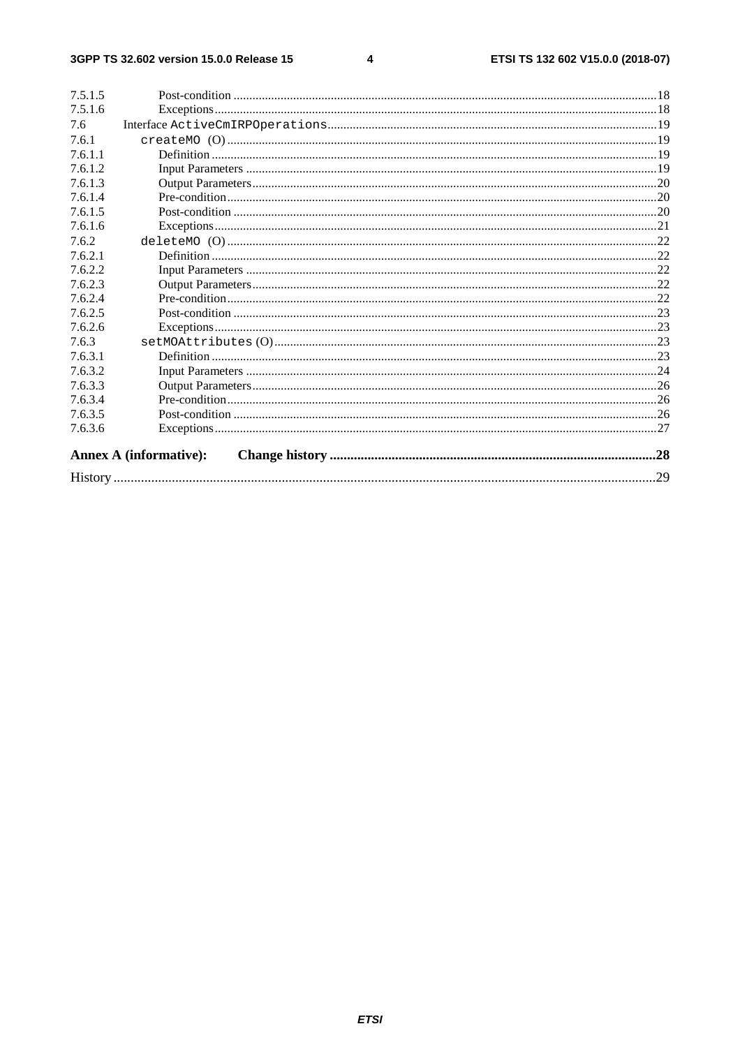7.5.1.5 Post-condition .....18
7.5.1.6 Exceptions .....18
7.6 Interface `ActiveCmIRPOperations` .....19
7.6.1 `createMO` (O) .....19
7.6.1.1 Definition .....19
7.6.1.2 Input Parameters .....19
7.6.1.3 Output Parameters .....20
7.6.1.4 Pre-condition .....20
7.6.1.5 Post-condition .....20
7.6.1.6 Exceptions .....21
7.6.2 `deleteMO` (O) .....22
7.6.2.1 Definition .....22
7.6.2.2 Input Parameters .....22
7.6.2.3 Output Parameters .....22
7.6.2.4 Pre-condition .....22
7.6.2.5 Post-condition .....23
7.6.2.6 Exceptions .....23
7.6.3 `setMOAttributes` (O) .....23
7.6.3.1 Definition .....23
7.6.3.2 Input Parameters .....24
7.6.3.3 Output Parameters .....26
7.6.3.4 Pre-condition .....26
7.6.3.5 Post-condition .....26
7.6.3.6 Exceptions .....27

**Annex A (informative): Change history** .....28

History .....29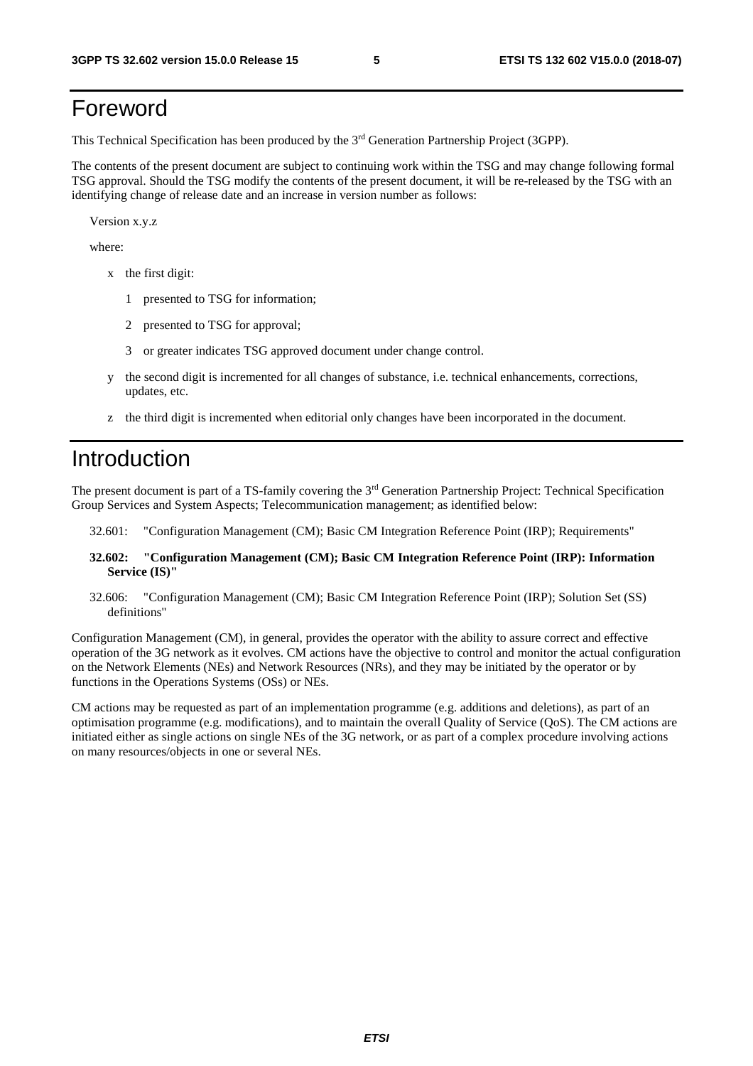# Foreword

This Technical Specification has been produced by the 3rd Generation Partnership Project (3GPP).

The contents of the present document are subject to continuing work within the TSG and may change following formal TSG approval. Should the TSG modify the contents of the present document, it will be re-released by the TSG with an identifying change of release date and an increase in version number as follows:

Version x.y.z

where:

- x the first digit:
  - 1 presented to TSG for information;
  - 2 presented to TSG for approval;
  - 3 or greater indicates TSG approved document under change control.
- y the second digit is incremented for all changes of substance, i.e. technical enhancements, corrections, updates, etc.
- z the third digit is incremented when editorial only changes have been incorporated in the document.

# Introduction

The present document is part of a TS-family covering the 3rd Generation Partnership Project: Technical Specification Group Services and System Aspects; Telecommunication management; as identified below:

32.601: "Configuration Management (CM); Basic CM Integration Reference Point (IRP); Requirements"

**32.602: "Configuration Management (CM); Basic CM Integration Reference Point (IRP): Information Service (IS)"**

32.606: "Configuration Management (CM); Basic CM Integration Reference Point (IRP); Solution Set (SS) definitions"

Configuration Management (CM), in general, provides the operator with the ability to assure correct and effective operation of the 3G network as it evolves. CM actions have the objective to control and monitor the actual configuration on the Network Elements (NEs) and Network Resources (NRs), and they may be initiated by the operator or by functions in the Operations Systems (OSs) or NEs.

CM actions may be requested as part of an implementation programme (e.g. additions and deletions), as part of an optimisation programme (e.g. modifications), and to maintain the overall Quality of Service (QoS). The CM actions are initiated either as single actions on single NEs of the 3G network, or as part of a complex procedure involving actions on many resources/objects in one or several NEs.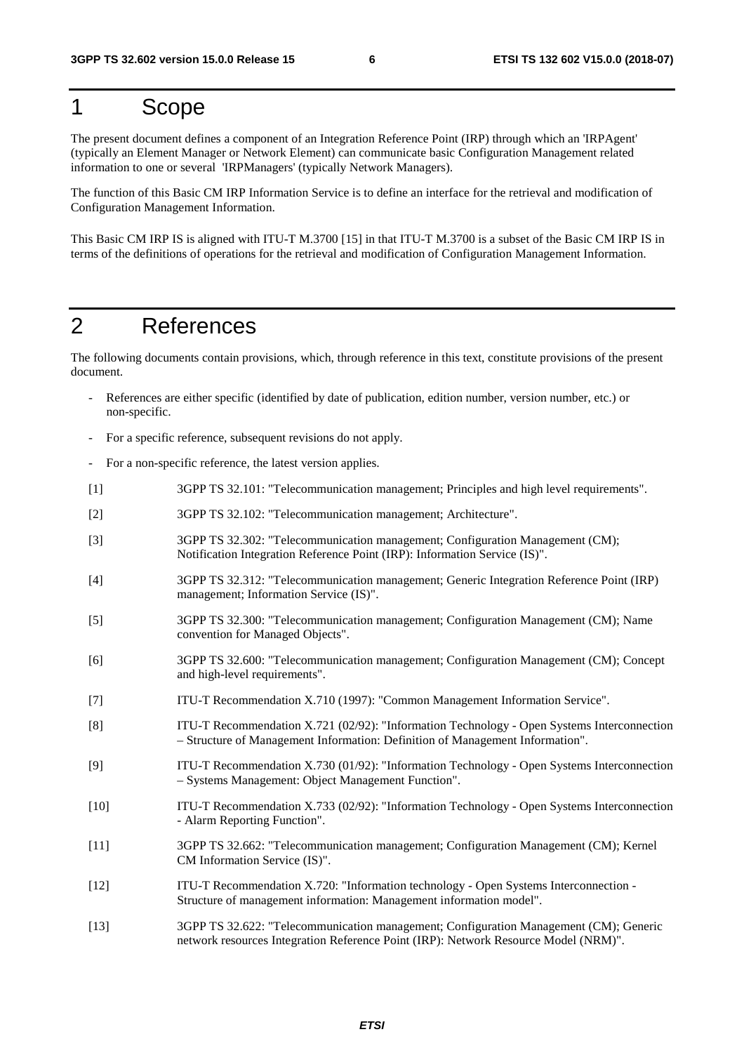# 1 Scope

The present document defines a component of an Integration Reference Point (IRP) through which an 'IRPAgent' (typically an Element Manager or Network Element) can communicate basic Configuration Management related information to one or several 'IRPManagers' (typically Network Managers).

The function of this Basic CM IRP Information Service is to define an interface for the retrieval and modification of Configuration Management Information.

This Basic CM IRP IS is aligned with ITU-T M.3700 [15] in that ITU-T M.3700 is a subset of the Basic CM IRP IS in terms of the definitions of operations for the retrieval and modification of Configuration Management Information.

# 2 References

The following documents contain provisions, which, through reference in this text, constitute provisions of the present document.

- References are either specific (identified by date of publication, edition number, version number, etc.) or non-specific.
- For a specific reference, subsequent revisions do not apply.
- For a non-specific reference, the latest version applies.

[1] 3GPP TS 32.101: "Telecommunication management; Principles and high level requirements".

[2] 3GPP TS 32.102: "Telecommunication management; Architecture".

[3] 3GPP TS 32.302: "Telecommunication management; Configuration Management (CM); Notification Integration Reference Point (IRP): Information Service (IS)".

[4] 3GPP TS 32.312: "Telecommunication management; Generic Integration Reference Point (IRP) management; Information Service (IS)".

[5] 3GPP TS 32.300: "Telecommunication management; Configuration Management (CM); Name convention for Managed Objects".

[6] 3GPP TS 32.600: "Telecommunication management; Configuration Management (CM); Concept and high-level requirements".

[7] ITU-T Recommendation X.710 (1997): "Common Management Information Service".

[8] ITU-T Recommendation X.721 (02/92): "Information Technology - Open Systems Interconnection – Structure of Management Information: Definition of Management Information".

[9] ITU-T Recommendation X.730 (01/92): "Information Technology - Open Systems Interconnection – Systems Management: Object Management Function".

[10] ITU-T Recommendation X.733 (02/92): "Information Technology - Open Systems Interconnection - Alarm Reporting Function".

[11] 3GPP TS 32.662: "Telecommunication management; Configuration Management (CM); Kernel CM Information Service (IS)".

[12] ITU-T Recommendation X.720: "Information technology - Open Systems Interconnection - Structure of management information: Management information model".

[13] 3GPP TS 32.622: "Telecommunication management; Configuration Management (CM); Generic network resources Integration Reference Point (IRP): Network Resource Model (NRM)".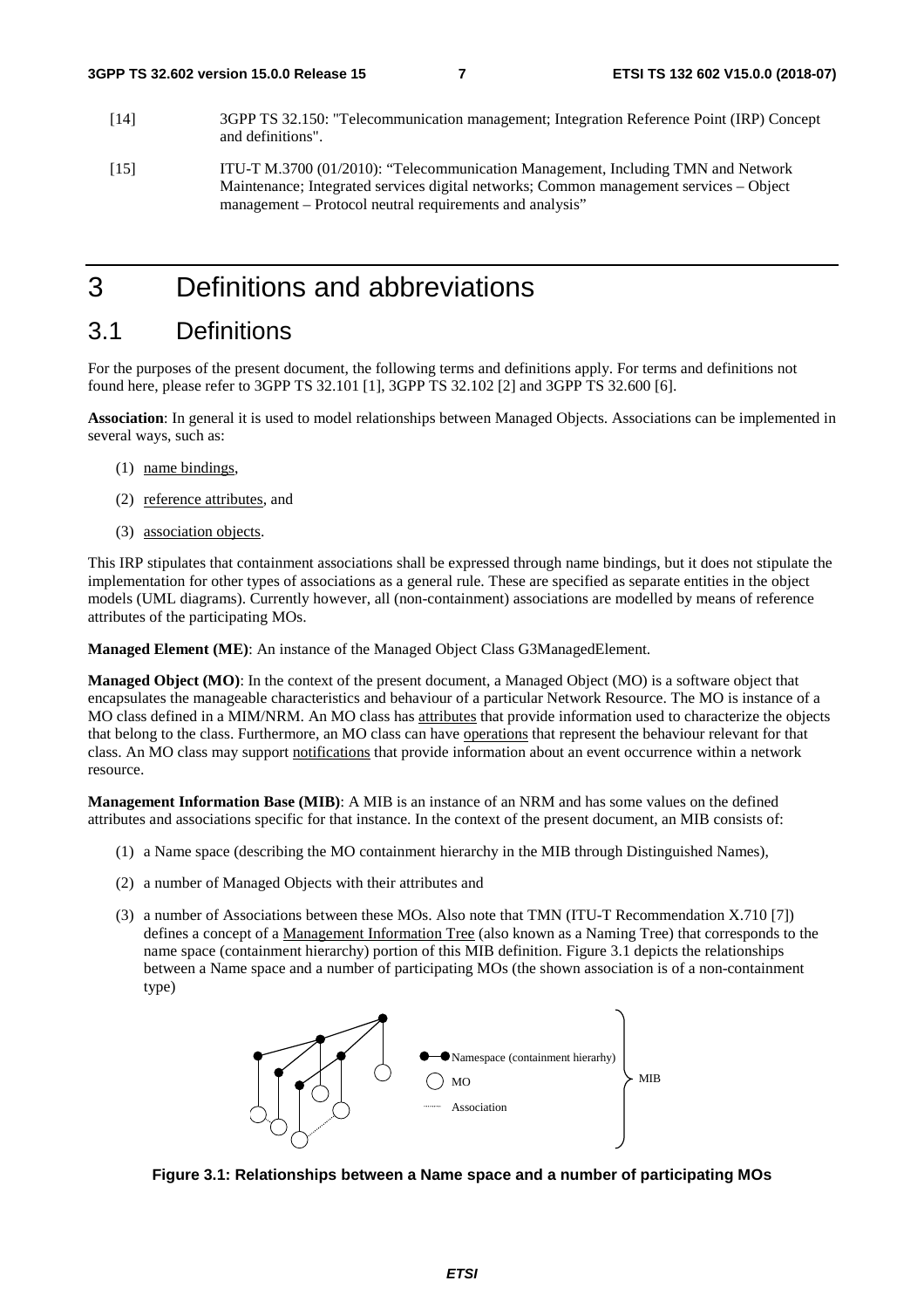[14] 3GPP TS 32.150: "Telecommunication management; Integration Reference Point (IRP) Concept and definitions".

[15] ITU-T M.3700 (01/2010): "Telecommunication Management, Including TMN and Network Maintenance; Integrated services digital networks; Common management services – Object management – Protocol neutral requirements and analysis"

# 3 Definitions and abbreviations

## 3.1 Definitions

For the purposes of the present document, the following terms and definitions apply. For terms and definitions not found here, please refer to 3GPP TS 32.101 [1], 3GPP TS 32.102 [2] and 3GPP TS 32.600 [6].

**Association**: In general it is used to model relationships between Managed Objects. Associations can be implemented in several ways, such as:

(1) name bindings,

(2) reference attributes, and

(3) association objects.

This IRP stipulates that containment associations shall be expressed through name bindings, but it does not stipulate the implementation for other types of associations as a general rule. These are specified as separate entities in the object models (UML diagrams). Currently however, all (non-containment) associations are modelled by means of reference attributes of the participating MOs.

**Managed Element (ME)**: An instance of the Managed Object Class G3ManagedElement.

**Managed Object (MO)**: In the context of the present document, a Managed Object (MO) is a software object that encapsulates the manageable characteristics and behaviour of a particular Network Resource. The MO is instance of a MO class defined in a MIM/NRM. An MO class has attributes that provide information used to characterize the objects that belong to the class. Furthermore, an MO class can have operations that represent the behaviour relevant for that class. An MO class may support notifications that provide information about an event occurrence within a network resource.

**Management Information Base (MIB)**: A MIB is an instance of an NRM and has some values on the defined attributes and associations specific for that instance. In the context of the present document, an MIB consists of:

(1) a Name space (describing the MO containment hierarchy in the MIB through Distinguished Names),

(2) a number of Managed Objects with their attributes and

(3) a number of Associations between these MOs. Also note that TMN (ITU-T Recommendation X.710 [7]) defines a concept of a Management Information Tree (also known as a Naming Tree) that corresponds to the name space (containment hierarchy) portion of this MIB definition. Figure 3.1 depicts the relationships between a Name space and a number of participating MOs (the shown association is of a non-containment type)

Namespace (containment hierarhy)

MO

Association

MIB

**Figure 3.1: Relationships between a Name space and a number of participating MOs**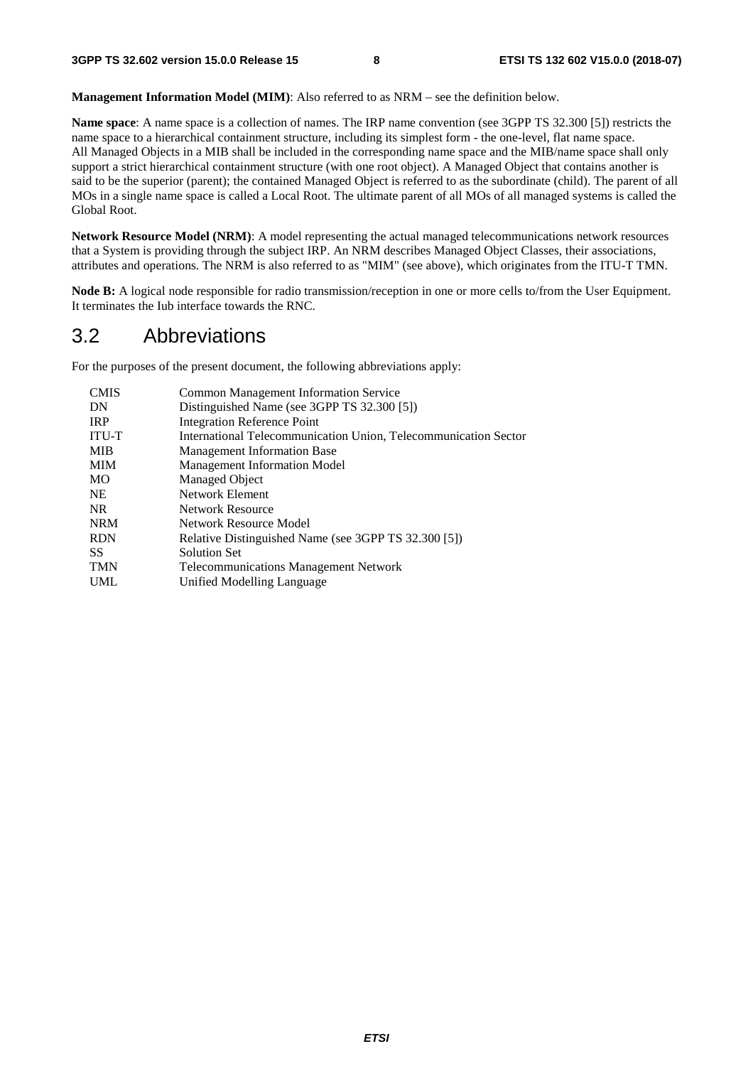**Management Information Model (MIM)**: Also referred to as NRM – see the definition below.

**Name space**: A name space is a collection of names. The IRP name convention (see 3GPP TS 32.300 [5]) restricts the name space to a hierarchical containment structure, including its simplest form - the one-level, flat name space. All Managed Objects in a MIB shall be included in the corresponding name space and the MIB/name space shall only support a strict hierarchical containment structure (with one root object). A Managed Object that contains another is said to be the superior (parent); the contained Managed Object is referred to as the subordinate (child). The parent of all MOs in a single name space is called a Local Root. The ultimate parent of all MOs of all managed systems is called the Global Root.

**Network Resource Model (NRM)**: A model representing the actual managed telecommunications network resources that a System is providing through the subject IRP. An NRM describes Managed Object Classes, their associations, attributes and operations. The NRM is also referred to as "MIM" (see above), which originates from the ITU-T TMN.

**Node B:** A logical node responsible for radio transmission/reception in one or more cells to/from the User Equipment. It terminates the Iub interface towards the RNC.

## 3.2 Abbreviations

For the purposes of the present document, the following abbreviations apply:

| | |
|---|---|
| CMIS | Common Management Information Service |
| DN | Distinguished Name (see 3GPP TS 32.300 [5]) |
| IRP | Integration Reference Point |
| ITU-T | International Telecommunication Union, Telecommunication Sector |
| MIB | Management Information Base |
| MIM | Management Information Model |
| MO | Managed Object |
| NE | Network Element |
| NR | Network Resource |
| NRM | Network Resource Model |
| RDN | Relative Distinguished Name (see 3GPP TS 32.300 [5]) |
| SS | Solution Set |
| TMN | Telecommunications Management Network |
| UML | Unified Modelling Language |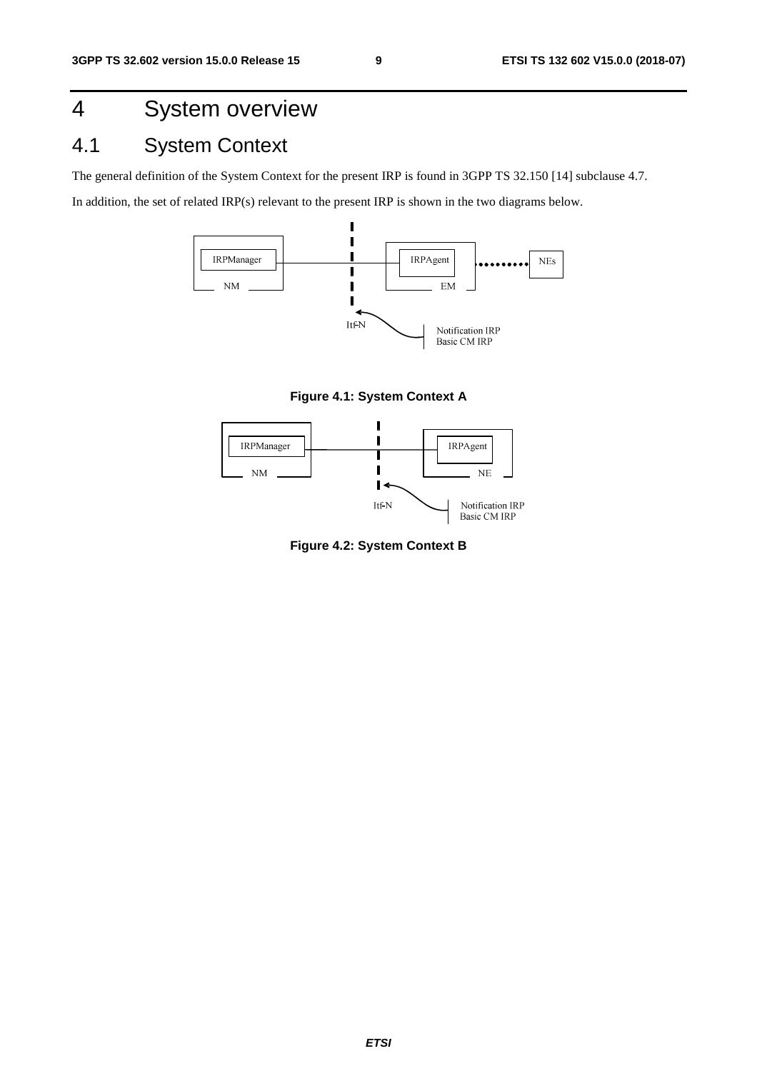# 4 System overview

## 4.1 System Context

The general definition of the System Context for the present IRP is found in 3GPP TS 32.150 [14] subclause 4.7.

In addition, the set of related IRP(s) relevant to the present IRP is shown in the two diagrams below.

**Figure 4.1: System Context A**

**Figure 4.2: System Context B**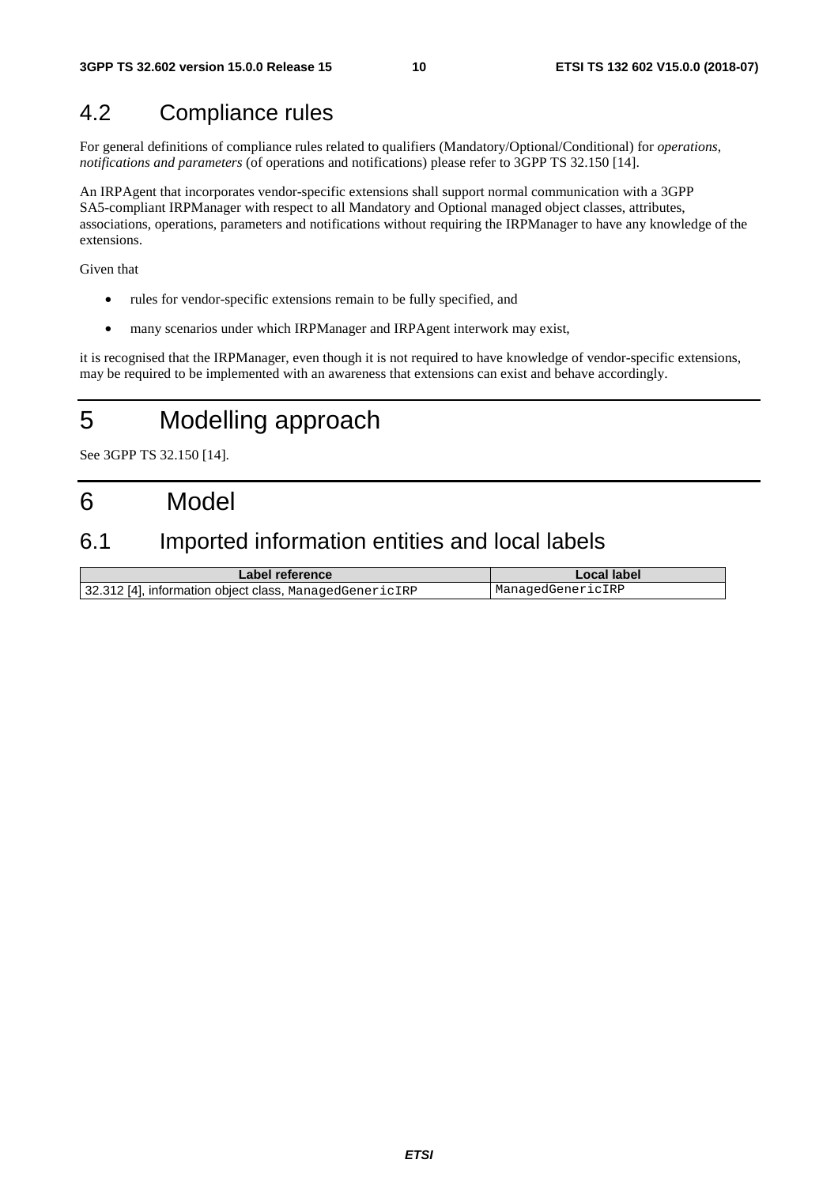## 4.2 Compliance rules

For general definitions of compliance rules related to qualifiers (Mandatory/Optional/Conditional) for *operations*, *notifications and parameters* (of operations and notifications) please refer to 3GPP TS 32.150 [14].

An IRPAgent that incorporates vendor-specific extensions shall support normal communication with a 3GPP SA5-compliant IRPManager with respect to all Mandatory and Optional managed object classes, attributes, associations, operations, parameters and notifications without requiring the IRPManager to have any knowledge of the extensions.

Given that

- rules for vendor-specific extensions remain to be fully specified, and
- many scenarios under which IRPManager and IRPAgent interwork may exist,

it is recognised that the IRPManager, even though it is not required to have knowledge of vendor-specific extensions, may be required to be implemented with an awareness that extensions can exist and behave accordingly.

# 5 Modelling approach

See 3GPP TS 32.150 [14].

# 6 Model

## 6.1 Imported information entities and local labels

| Label reference | Local label |
|---|---|
| 32.312 [4], information object class, `ManagedGenericIRP` | `ManagedGenericIRP` |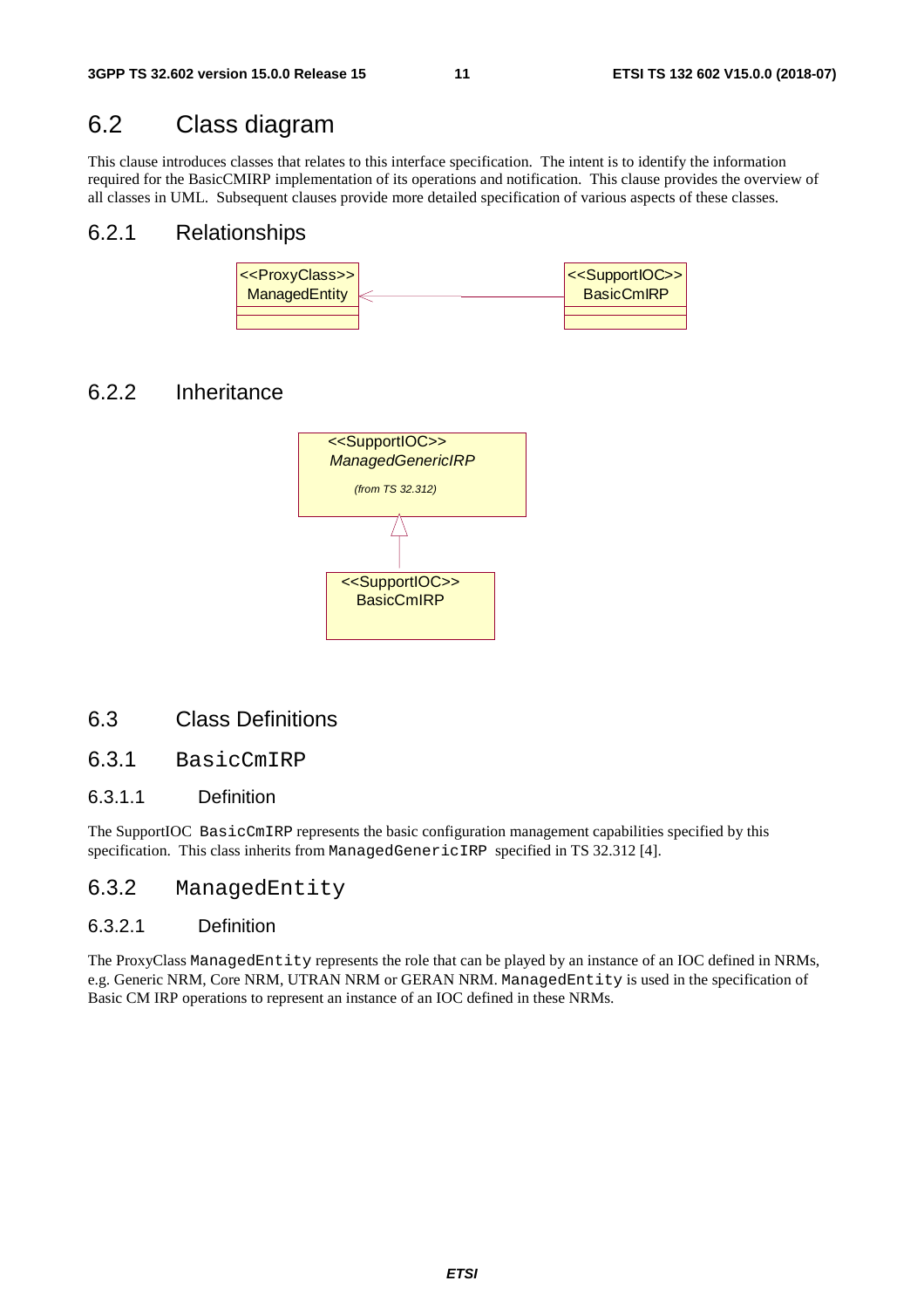## 6.2 Class diagram

This clause introduces classes that relates to this interface specification. The intent is to identify the information required for the BasicCMIRP implementation of its operations and notification. This clause provides the overview of all classes in UML. Subsequent clauses provide more detailed specification of various aspects of these classes.

### 6.2.1 Relationships

<<ProxyClass>> ManagedEntity ← <<SupportIOC>> BasicCmIRP

### 6.2.2 Inheritance

<<SupportIOC>> *ManagedGenericIRP* *(from TS 32.312)*

<<SupportIOC>> BasicCmIRP

## 6.3 Class Definitions

### 6.3.1 BasicCmIRP

#### 6.3.1.1 Definition

The SupportIOC `BasicCmIRP` represents the basic configuration management capabilities specified by this specification. This class inherits from `ManagedGenericIRP` specified in TS 32.312 [4].

### 6.3.2 ManagedEntity

#### 6.3.2.1 Definition

The ProxyClass `ManagedEntity` represents the role that can be played by an instance of an IOC defined in NRMs, e.g. Generic NRM, Core NRM, UTRAN NRM or GERAN NRM. `ManagedEntity` is used in the specification of Basic CM IRP operations to represent an instance of an IOC defined in these NRMs.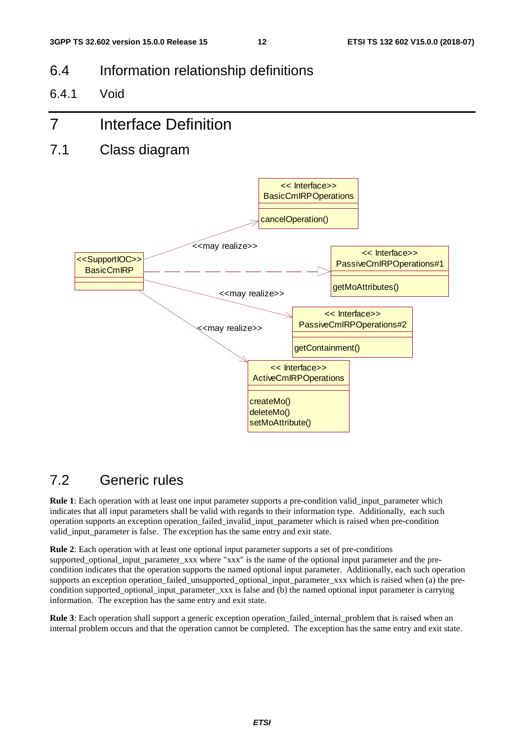## 6.4 Information relationship definitions

### 6.4.1 Void

# 7 Interface Definition

## 7.1 Class diagram

## 7.2 Generic rules

**Rule 1**: Each operation with at least one input parameter supports a pre-condition valid_input_parameter which indicates that all input parameters shall be valid with regards to their information type. Additionally, each such operation supports an exception operation_failed_invalid_input_parameter which is raised when pre-condition valid_input_parameter is false. The exception has the same entry and exit state.

**Rule 2**: Each operation with at least one optional input parameter supports a set of pre-conditions supported_optional_input_parameter_xxx where "xxx" is the name of the optional input parameter and the pre-condition indicates that the operation supports the named optional input parameter. Additionally, each such operation supports an exception operation_failed_unsupported_optional_input_parameter_xxx which is raised when (a) the pre-condition supported_optional_input_parameter_xxx is false and (b) the named optional input parameter is carrying information. The exception has the same entry and exit state.

**Rule 3**: Each operation shall support a generic exception operation_failed_internal_problem that is raised when an internal problem occurs and that the operation cannot be completed. The exception has the same entry and exit state.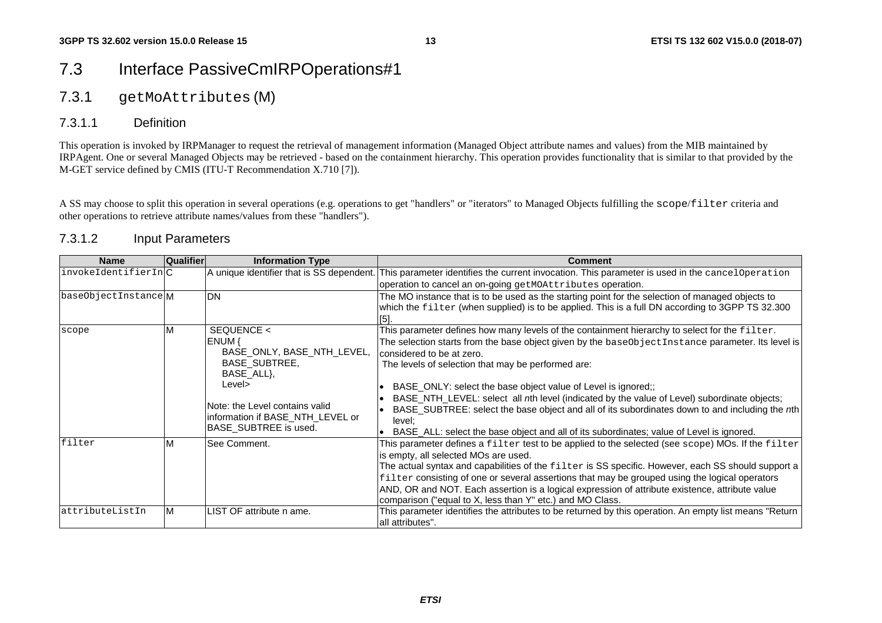## 7.3 Interface PassiveCmIRPOperations#1

### 7.3.1 getMoAttributes (M)

#### 7.3.1.1 Definition

This operation is invoked by IRPManager to request the retrieval of management information (Managed Object attribute names and values) from the MIB maintained by IRPAgent. One or several Managed Objects may be retrieved - based on the containment hierarchy. This operation provides functionality that is similar to that provided by the M-GET service defined by CMIS (ITU-T Recommendation X.710 [7]).

A SS may choose to split this operation in several operations (e.g. operations to get "handlers" or "iterators" to Managed Objects fulfilling the scope/filter criteria and other operations to retrieve attribute names/values from these "handlers").

#### 7.3.1.2 Input Parameters

| Name | Qualifier | Information Type | Comment |
|---|---|---|---|
| invokeIdentifierIn | C | A unique identifier that is SS dependent. | This parameter identifies the current invocation. This parameter is used in the cancelOperation operation to cancel an on-going getMOAttributes operation. |
| baseObjectInstance | M | DN | The MO instance that is to be used as the starting point for the selection of managed objects to which the filter (when supplied) is to be applied. This is a full DN according to 3GPP TS 32.300 [5]. |
| scope | M | SEQUENCE < ENUM { BASE_ONLY, BASE_NTH_LEVEL, BASE_SUBTREE, BASE_ALL}, Level> <br><br> Note: the Level contains valid information if BASE_NTH_LEVEL or BASE_SUBTREE is used. | This parameter defines how many levels of the containment hierarchy to select for the filter. The selection starts from the base object given by the baseObjectInstance parameter. Its level is considered to be at zero. The levels of selection that may be performed are: <br>• BASE_ONLY: select the base object value of Level is ignored;; <br>• BASE_NTH_LEVEL: select all *n*th level (indicated by the value of Level) subordinate objects; <br>• BASE_SUBTREE: select the base object and all of its subordinates down to and including the *n*th level; <br>• BASE_ALL: select the base object and all of its subordinates; value of Level is ignored. |
| filter | M | See Comment. | This parameter defines a filter test to be applied to the selected (see scope) MOs. If the filter is empty, all selected MOs are used. The actual syntax and capabilities of the filter is SS specific. However, each SS should support a filter consisting of one or several assertions that may be grouped using the logical operators AND, OR and NOT. Each assertion is a logical expression of attribute existence, attribute value comparison ("equal to X, less than Y" etc.) and MO Class. |
| attributeListIn | M | LIST OF attribute n ame. | This parameter identifies the attributes to be returned by this operation. An empty list means "Return all attributes". |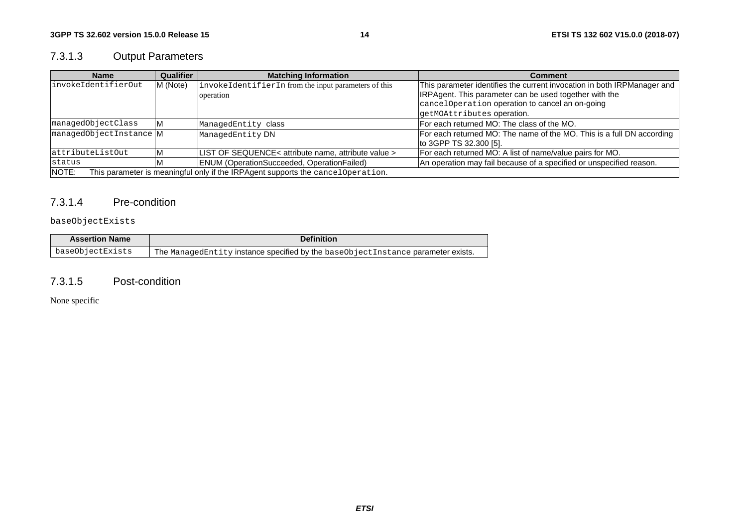### 7.3.1.3 Output Parameters

| Name | Qualifier | Matching Information | Comment |
|---|---|---|---|
| invokeIdentifierOut | M (Note) | invokeIdentifierIn from the input parameters of this operation | This parameter identifies the current invocation in both IRPManager and IRPAgent. This parameter can be used together with the cancelOperation operation to cancel an on-going getMOAttributes operation. |
| managedObjectClass | M | ManagedEntity class | For each returned MO: The class of the MO. |
| managedObjectInstance | M | ManagedEntity DN | For each returned MO: The name of the MO. This is a full DN according to 3GPP TS 32.300 [5]. |
| attributeListOut | M | LIST OF SEQUENCE< attribute name, attribute value > | For each returned MO: A list of name/value pairs for MO. |
| status | M | ENUM (OperationSucceeded, OperationFailed) | An operation may fail because of a specified or unspecified reason. |
| NOTE: This parameter is meaningful only if the IRPAgent supports the cancelOperation. | | | |

### 7.3.1.4 Pre-condition

baseObjectExists

| Assertion Name | Definition |
|---|---|
| baseObjectExists | The ManagedEntity instance specified by the baseObjectInstance parameter exists. |

### 7.3.1.5 Post-condition

None specific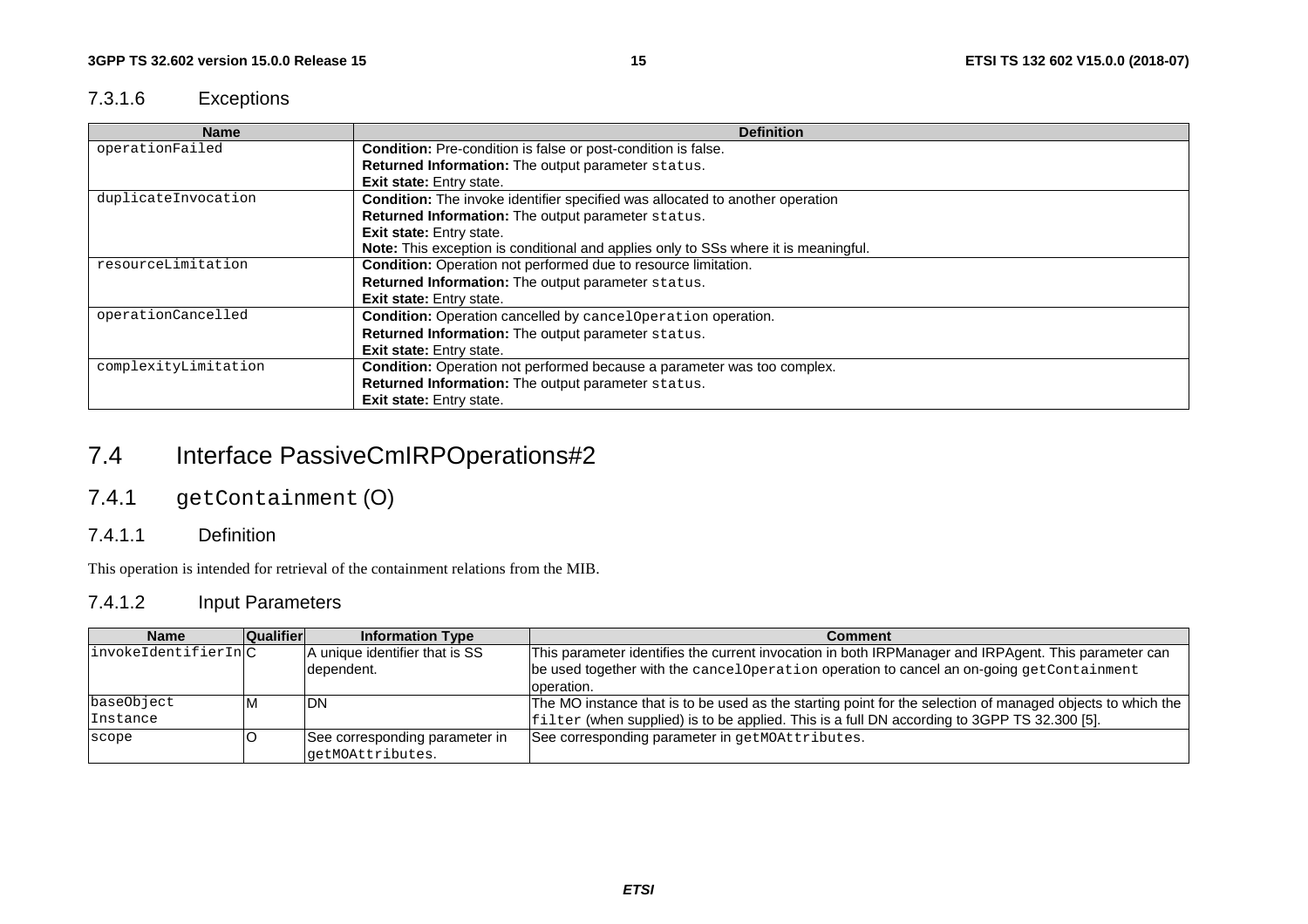#### 7.3.1.6 Exceptions

| Name | Definition |
| --- | --- |
| operationFailed | **Condition:** Pre-condition is false or post-condition is false.<br>**Returned Information:** The output parameter status.<br>**Exit state:** Entry state. |
| duplicateInvocation | **Condition:** The invoke identifier specified was allocated to another operation<br>**Returned Information:** The output parameter status.<br>**Exit state:** Entry state.<br>**Note:** This exception is conditional and applies only to SSs where it is meaningful. |
| resourceLimitation | **Condition:** Operation not performed due to resource limitation.<br>**Returned Information:** The output parameter status.<br>**Exit state:** Entry state. |
| operationCancelled | **Condition:** Operation cancelled by cancelOperation operation.<br>**Returned Information:** The output parameter status.<br>**Exit state:** Entry state. |
| complexityLimitation | **Condition:** Operation not performed because a parameter was too complex.<br>**Returned Information:** The output parameter status.<br>**Exit state:** Entry state. |

## 7.4 Interface PassiveCmIRPOperations#2

### 7.4.1 getContainment (O)

#### 7.4.1.1 Definition

This operation is intended for retrieval of the containment relations from the MIB.

#### 7.4.1.2 Input Parameters

| Name | Qualifier | Information Type | Comment |
| --- | --- | --- | --- |
| invokeIdentifierIn | C | A unique identifier that is SS dependent. | This parameter identifies the current invocation in both IRPManager and IRPAgent. This parameter can be used together with the cancelOperation operation to cancel an on-going getContainment operation. |
| baseObject Instance | M | DN | The MO instance that is to be used as the starting point for the selection of managed objects to which the filter (when supplied) is to be applied. This is a full DN according to 3GPP TS 32.300 [5]. |
| scope | O | See corresponding parameter in getMOAttributes. | See corresponding parameter in getMOAttributes. |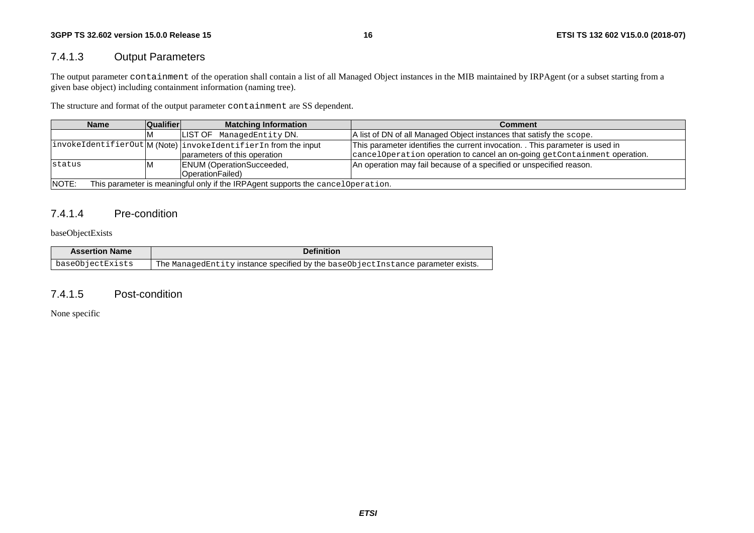#### 7.4.1.3 Output Parameters

The output parameter `containment` of the operation shall contain a list of all Managed Object instances in the MIB maintained by IRPAgent (or a subset starting from a given base object) including containment information (naming tree).

The structure and format of the output parameter `containment` are SS dependent.

| Name | Qualifier | Matching Information | Comment |
|---|---|---|---|
| | M | LIST OF `ManagedEntity` DN. | A list of DN of all Managed Object instances that satisfy the `scope`. |
| `invokeIdentifierOut` | M (Note) | `invokeIdentifierIn` from the input parameters of this operation | This parameter identifies the current invocation. . This parameter is used in `cancelOperation` operation to cancel an on-going `getContainment` operation. |
| `status` | M | ENUM (OperationSucceeded, OperationFailed) | An operation may fail because of a specified or unspecified reason. |
| NOTE: This parameter is meaningful only if the IRPAgent supports the `cancelOperation`. | | | |

#### 7.4.1.4 Pre-condition

baseObjectExists

| Assertion Name | Definition |
|---|---|
| `baseObjectExists` | The `ManagedEntity` instance specified by the `baseObjectInstance` parameter exists. |

#### 7.4.1.5 Post-condition

None specific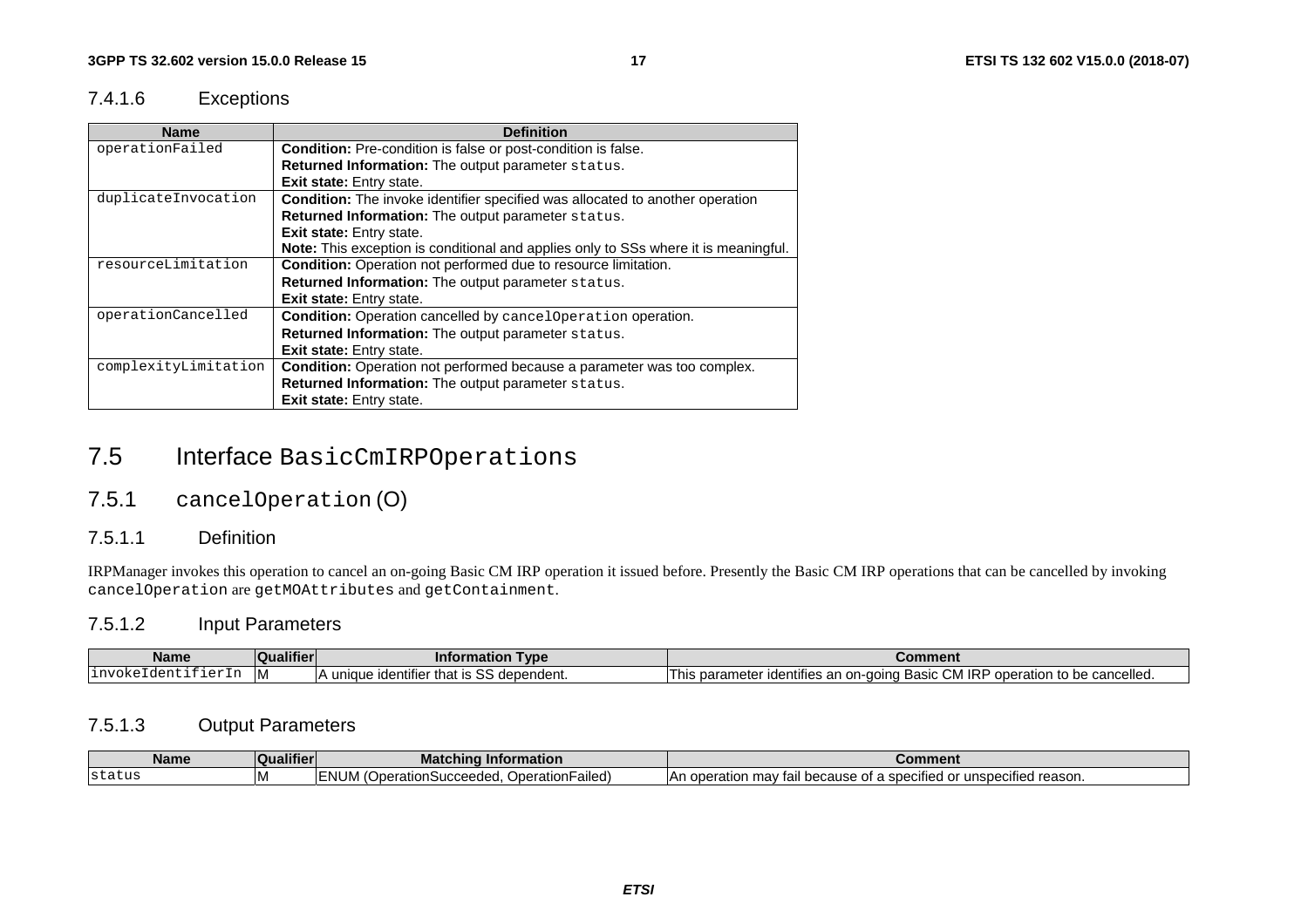#### 7.4.1.6 Exceptions

| Name | Definition |
| --- | --- |
| operationFailed | **Condition:** Pre-condition is false or post-condition is false.<br>**Returned Information:** The output parameter status.<br>**Exit state:** Entry state. |
| duplicateInvocation | **Condition:** The invoke identifier specified was allocated to another operation<br>**Returned Information:** The output parameter status.<br>**Exit state:** Entry state.<br>**Note:** This exception is conditional and applies only to SSs where it is meaningful. |
| resourceLimitation | **Condition:** Operation not performed due to resource limitation.<br>**Returned Information:** The output parameter status.<br>**Exit state:** Entry state. |
| operationCancelled | **Condition:** Operation cancelled by cancelOperation operation.<br>**Returned Information:** The output parameter status.<br>**Exit state:** Entry state. |
| complexityLimitation | **Condition:** Operation not performed because a parameter was too complex.<br>**Returned Information:** The output parameter status.<br>**Exit state:** Entry state. |

## 7.5 Interface BasicCmIRPOperations

### 7.5.1 cancelOperation (O)

#### 7.5.1.1 Definition

IRPManager invokes this operation to cancel an on-going Basic CM IRP operation it issued before. Presently the Basic CM IRP operations that can be cancelled by invoking cancelOperation are getMOAttributes and getContainment.

#### 7.5.1.2 Input Parameters

| Name | Qualifier | Information Type | Comment |
| --- | --- | --- | --- |
| invokeIdentifierIn | M | A unique identifier that is SS dependent. | This parameter identifies an on-going Basic CM IRP operation to be cancelled. |

#### 7.5.1.3 Output Parameters

| Name | Qualifier | Matching Information | Comment |
| --- | --- | --- | --- |
| status | M | ENUM (OperationSucceeded, OperationFailed) | An operation may fail because of a specified or unspecified reason. |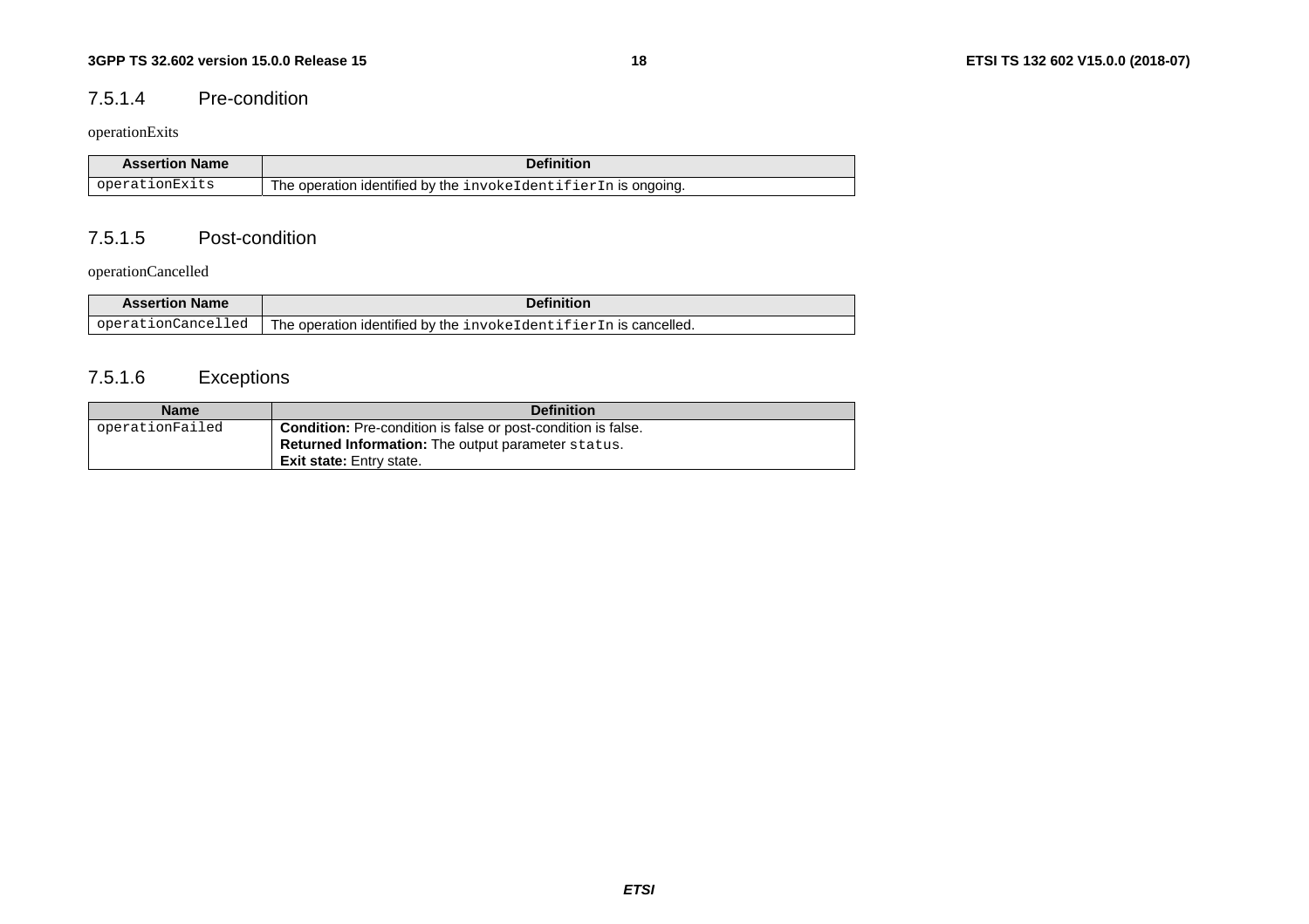### 7.5.1.4 Pre-condition

operationExits

| Assertion Name | Definition |
| --- | --- |
| operationExits | The operation identified by the invokeIdentifierIn is ongoing. |

### 7.5.1.5 Post-condition

operationCancelled

| Assertion Name | Definition |
| --- | --- |
| operationCancelled | The operation identified by the invokeIdentifierIn is cancelled. |

### 7.5.1.6 Exceptions

| Name | Definition |
| --- | --- |
| operationFailed | **Condition:** Pre-condition is false or post-condition is false.<br>**Returned Information:** The output parameter status.<br>**Exit state:** Entry state. |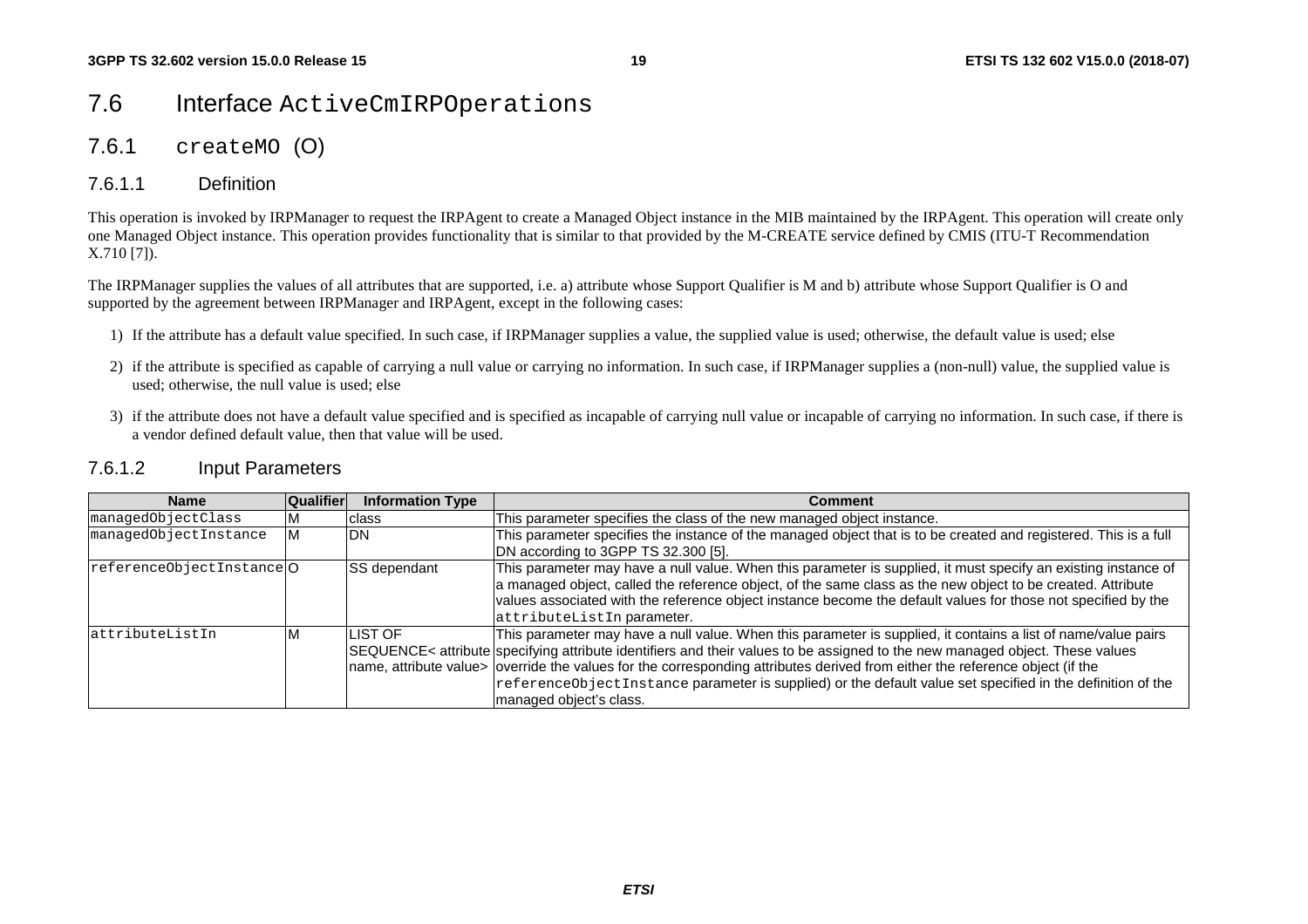## 7.6 Interface `ActiveCmIRPOperations`

### 7.6.1 `createMO` (O)

#### 7.6.1.1 Definition

This operation is invoked by IRPManager to request the IRPAgent to create a Managed Object instance in the MIB maintained by the IRPAgent. This operation will create only one Managed Object instance. This operation provides functionality that is similar to that provided by the M-CREATE service defined by CMIS (ITU-T Recommendation X.710 [7]).

The IRPManager supplies the values of all attributes that are supported, i.e. a) attribute whose Support Qualifier is M and b) attribute whose Support Qualifier is O and supported by the agreement between IRPManager and IRPAgent, except in the following cases:

1) If the attribute has a default value specified. In such case, if IRPManager supplies a value, the supplied value is used; otherwise, the default value is used; else
2) if the attribute is specified as capable of carrying a null value or carrying no information. In such case, if IRPManager supplies a (non-null) value, the supplied value is used; otherwise, the null value is used; else
3) if the attribute does not have a default value specified and is specified as incapable of carrying null value or incapable of carrying no information. In such case, if there is a vendor defined default value, then that value will be used.

#### 7.6.1.2 Input Parameters

| Name | Qualifier | Information Type | Comment |
|---|---|---|---|
| `managedObjectClass` | M | class | This parameter specifies the class of the new managed object instance. |
| `managedObjectInstance` | M | DN | This parameter specifies the instance of the managed object that is to be created and registered. This is a full DN according to 3GPP TS 32.300 [5]. |
| `referenceObjectInstance` | O | SS dependant | This parameter may have a null value. When this parameter is supplied, it must specify an existing instance of a managed object, called the reference object, of the same class as the new object to be created. Attribute values associated with the reference object instance become the default values for those not specified by the `attributeListIn` parameter. |
| `attributeListIn` | M | LIST OF SEQUENCE< attribute name, attribute value> | This parameter may have a null value. When this parameter is supplied, it contains a list of name/value pairs specifying attribute identifiers and their values to be assigned to the new managed object. These values override the values for the corresponding attributes derived from either the reference object (if the `referenceObjectInstance` parameter is supplied) or the default value set specified in the definition of the managed object's class. |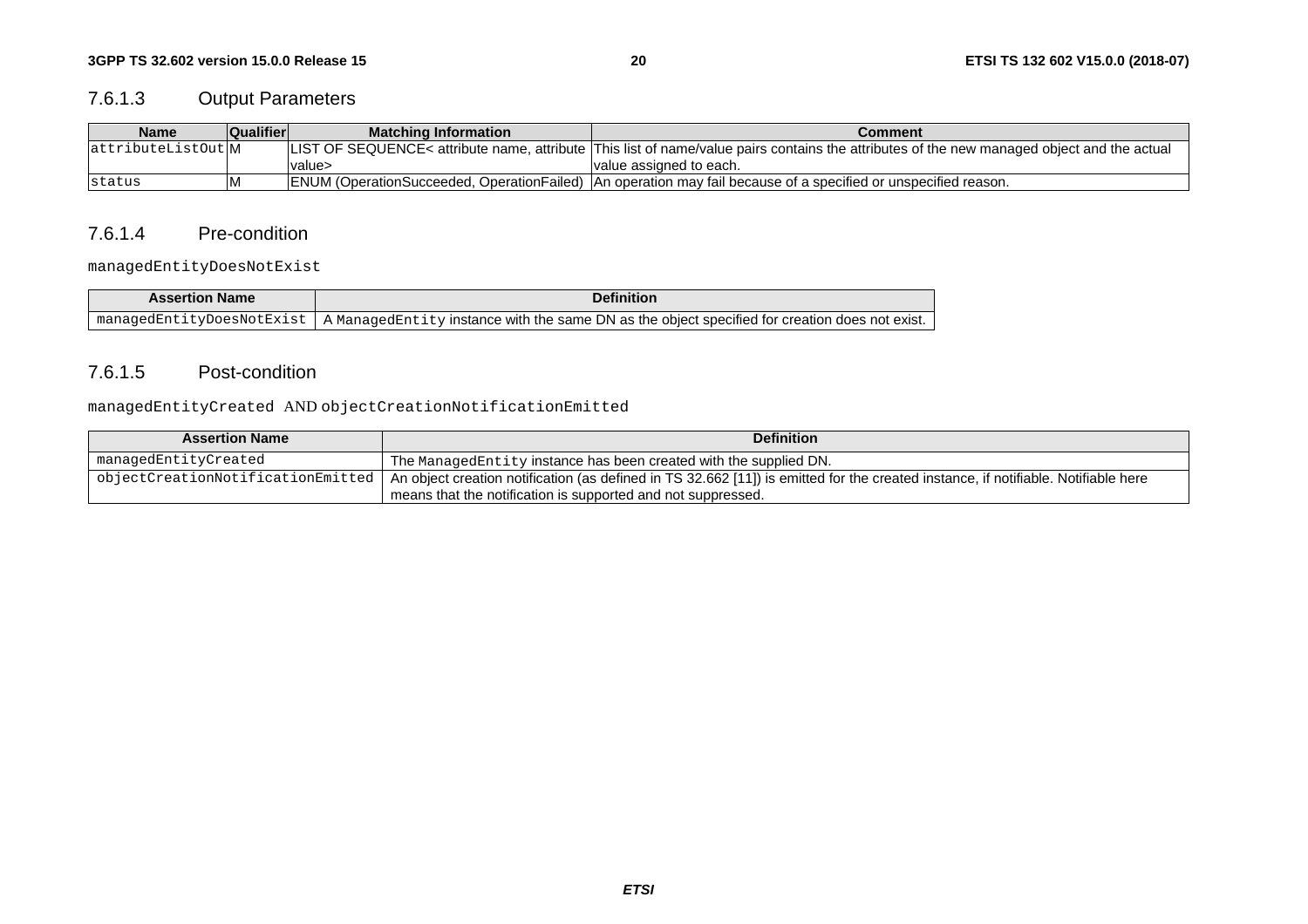### 7.6.1.3 Output Parameters

| Name | Qualifier | Matching Information | Comment |
|---|---|---|---|
| attributeListOut | M | LIST OF SEQUENCE< attribute name, attribute value> | This list of name/value pairs contains the attributes of the new managed object and the actual value assigned to each. |
| status | M | ENUM (OperationSucceeded, OperationFailed) | An operation may fail because of a specified or unspecified reason. |

### 7.6.1.4 Pre-condition

managedEntityDoesNotExist

| Assertion Name | Definition |
|---|---|
| managedEntityDoesNotExist | A ManagedEntity instance with the same DN as the object specified for creation does not exist. |

### 7.6.1.5 Post-condition

managedEntityCreated AND objectCreationNotificationEmitted

| Assertion Name | Definition |
|---|---|
| managedEntityCreated | The ManagedEntity instance has been created with the supplied DN. |
| objectCreationNotificationEmitted | An object creation notification (as defined in TS 32.662 [11]) is emitted for the created instance, if notifiable. Notifiable here means that the notification is supported and not suppressed. |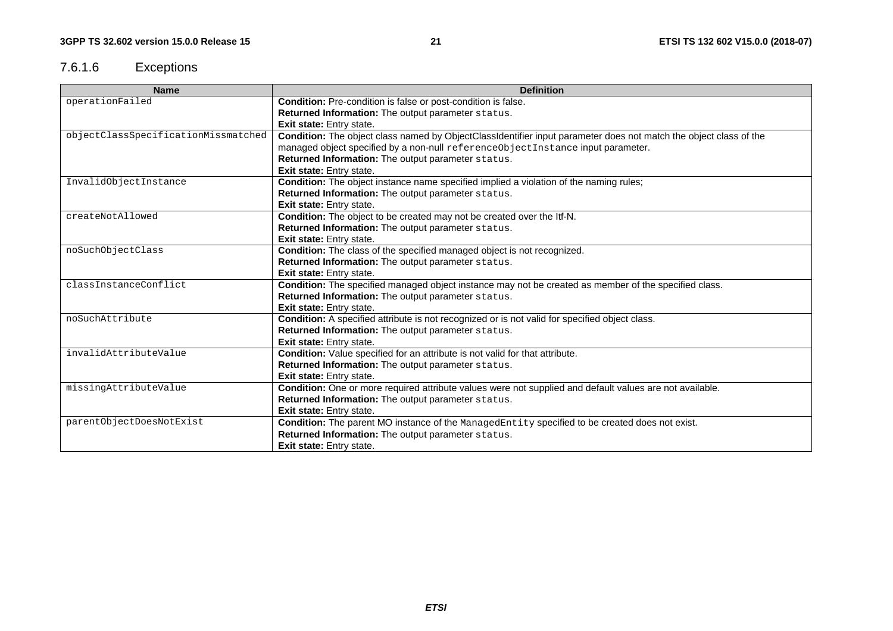#### 7.6.1.6 Exceptions

| Name | Definition |
| --- | --- |
| operationFailed | **Condition:** Pre-condition is false or post-condition is false.<br>**Returned Information:** The output parameter status.<br>**Exit state:** Entry state. |
| objectClassSpecificationMissmatched | **Condition:** The object class named by ObjectClassIdentifier input parameter does not match the object class of the managed object specified by a non-null referenceObjectInstance input parameter.<br>**Returned Information:** The output parameter status.<br>**Exit state:** Entry state. |
| InvalidObjectInstance | **Condition:** The object instance name specified implied a violation of the naming rules;<br>**Returned Information:** The output parameter status.<br>**Exit state:** Entry state. |
| createNotAllowed | **Condition:** The object to be created may not be created over the Itf-N.<br>**Returned Information:** The output parameter status.<br>**Exit state:** Entry state. |
| noSuchObjectClass | **Condition:** The class of the specified managed object is not recognized.<br>**Returned Information:** The output parameter status.<br>**Exit state:** Entry state. |
| classInstanceConflict | **Condition:** The specified managed object instance may not be created as member of the specified class.<br>**Returned Information:** The output parameter status.<br>**Exit state:** Entry state. |
| noSuchAttribute | **Condition:** A specified attribute is not recognized or is not valid for specified object class.<br>**Returned Information:** The output parameter status.<br>**Exit state:** Entry state. |
| invalidAttributeValue | **Condition:** Value specified for an attribute is not valid for that attribute.<br>**Returned Information:** The output parameter status.<br>**Exit state:** Entry state. |
| missingAttributeValue | **Condition:** One or more required attribute values were not supplied and default values are not available.<br>**Returned Information:** The output parameter status.<br>**Exit state:** Entry state. |
| parentObjectDoesNotExist | **Condition:** The parent MO instance of the ManagedEntity specified to be created does not exist.<br>**Returned Information:** The output parameter status.<br>**Exit state:** Entry state. |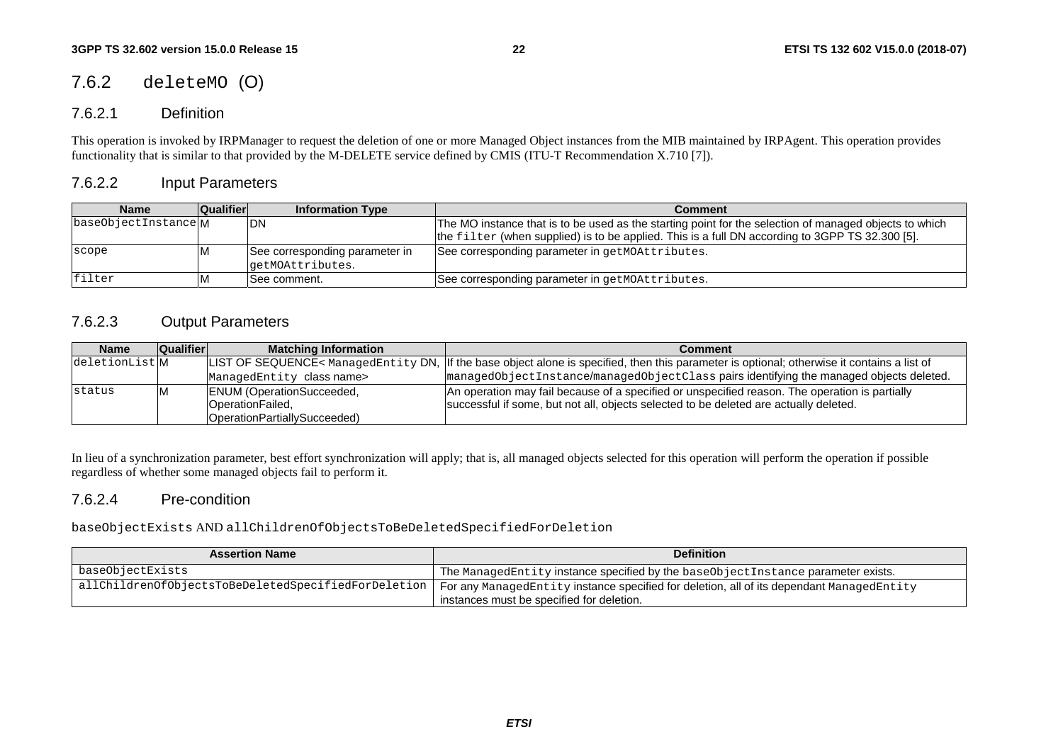## 7.6.2 deleteMO (O)

### 7.6.2.1 Definition

This operation is invoked by IRPManager to request the deletion of one or more Managed Object instances from the MIB maintained by IRPAgent. This operation provides functionality that is similar to that provided by the M-DELETE service defined by CMIS (ITU-T Recommendation X.710 [7]).

### 7.6.2.2 Input Parameters

| Name | Qualifier | Information Type | Comment |
|---|---|---|---|
| baseObjectInstance | M | DN | The MO instance that is to be used as the starting point for the selection of managed objects to which the filter (when supplied) is to be applied. This is a full DN according to 3GPP TS 32.300 [5]. |
| scope | M | See corresponding parameter in getMOAttributes. | See corresponding parameter in getMOAttributes. |
| filter | M | See comment. | See corresponding parameter in getMOAttributes. |

### 7.6.2.3 Output Parameters

| Name | Qualifier | Matching Information | Comment |
|---|---|---|---|
| deletionList | M | LIST OF SEQUENCE< ManagedEntity DN, ManagedEntity class name> | If the base object alone is specified, then this parameter is optional; otherwise it contains a list of managedObjectInstance/managedObjectClass pairs identifying the managed objects deleted. |
| status | M | ENUM (OperationSucceeded, OperationFailed, OperationPartiallySucceeded) | An operation may fail because of a specified or unspecified reason. The operation is partially successful if some, but not all, objects selected to be deleted are actually deleted. |

In lieu of a synchronization parameter, best effort synchronization will apply; that is, all managed objects selected for this operation will perform the operation if possible regardless of whether some managed objects fail to perform it.

### 7.6.2.4 Pre-condition

baseObjectExists AND allChildrenOfObjectsToBeDeletedSpecifiedForDeletion

| Assertion Name | Definition |
|---|---|
| baseObjectExists | The ManagedEntity instance specified by the baseObjectInstance parameter exists. |
| allChildrenOfObjectsToBeDeletedSpecifiedForDeletion | For any ManagedEntity instance specified for deletion, all of its dependant ManagedEntity instances must be specified for deletion. |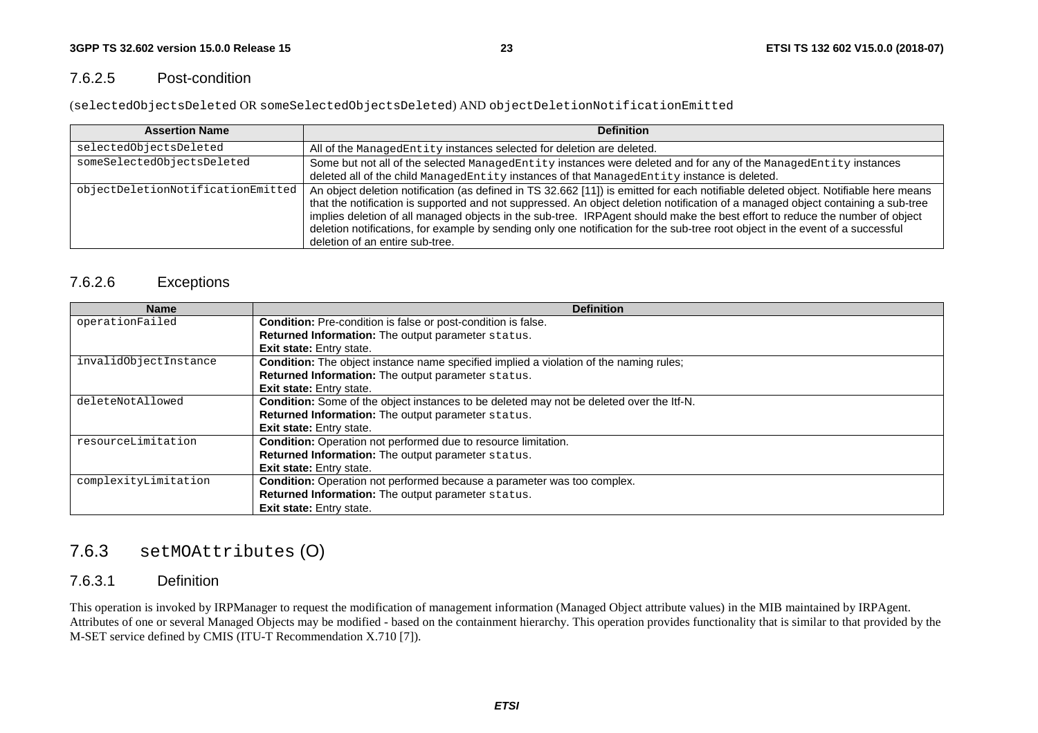#### 7.6.2.5 Post-condition

(`selectedObjectsDeleted` OR `someSelectedObjectsDeleted`) AND `objectDeletionNotificationEmitted`

| Assertion Name | Definition |
|---|---|
| `selectedObjectsDeleted` | All of the `ManagedEntity` instances selected for deletion are deleted. |
| `someSelectedObjectsDeleted` | Some but not all of the selected `ManagedEntity` instances were deleted and for any of the `ManagedEntity` instances deleted all of the child `ManagedEntity` instances of that `ManagedEntity` instance is deleted. |
| `objectDeletionNotificationEmitted` | An object deletion notification (as defined in TS 32.662 [11]) is emitted for each notifiable deleted object. Notifiable here means that the notification is supported and not suppressed. An object deletion notification of a managed object containing a sub-tree implies deletion of all managed objects in the sub-tree. IRPAgent should make the best effort to reduce the number of object deletion notifications, for example by sending only one notification for the sub-tree root object in the event of a successful deletion of an entire sub-tree. |

#### 7.6.2.6 Exceptions

| Name | Definition |
|---|---|
| `operationFailed` | **Condition:** Pre-condition is false or post-condition is false.<br>**Returned Information:** The output parameter `status`.<br>**Exit state:** Entry state. |
| `invalidObjectInstance` | **Condition:** The object instance name specified implied a violation of the naming rules;<br>**Returned Information:** The output parameter `status`.<br>**Exit state:** Entry state. |
| `deleteNotAllowed` | **Condition:** Some of the object instances to be deleted may not be deleted over the Itf-N.<br>**Returned Information:** The output parameter `status`.<br>**Exit state:** Entry state. |
| `resourceLimitation` | **Condition:** Operation not performed due to resource limitation.<br>**Returned Information:** The output parameter `status`.<br>**Exit state:** Entry state. |
| `complexityLimitation` | **Condition:** Operation not performed because a parameter was too complex.<br>**Returned Information:** The output parameter `status`.<br>**Exit state:** Entry state. |

### 7.6.3 `setMOAttributes` (O)

#### 7.6.3.1 Definition

This operation is invoked by IRPManager to request the modification of management information (Managed Object attribute values) in the MIB maintained by IRPAgent. Attributes of one or several Managed Objects may be modified - based on the containment hierarchy. This operation provides functionality that is similar to that provided by the M-SET service defined by CMIS (ITU-T Recommendation X.710 [7]).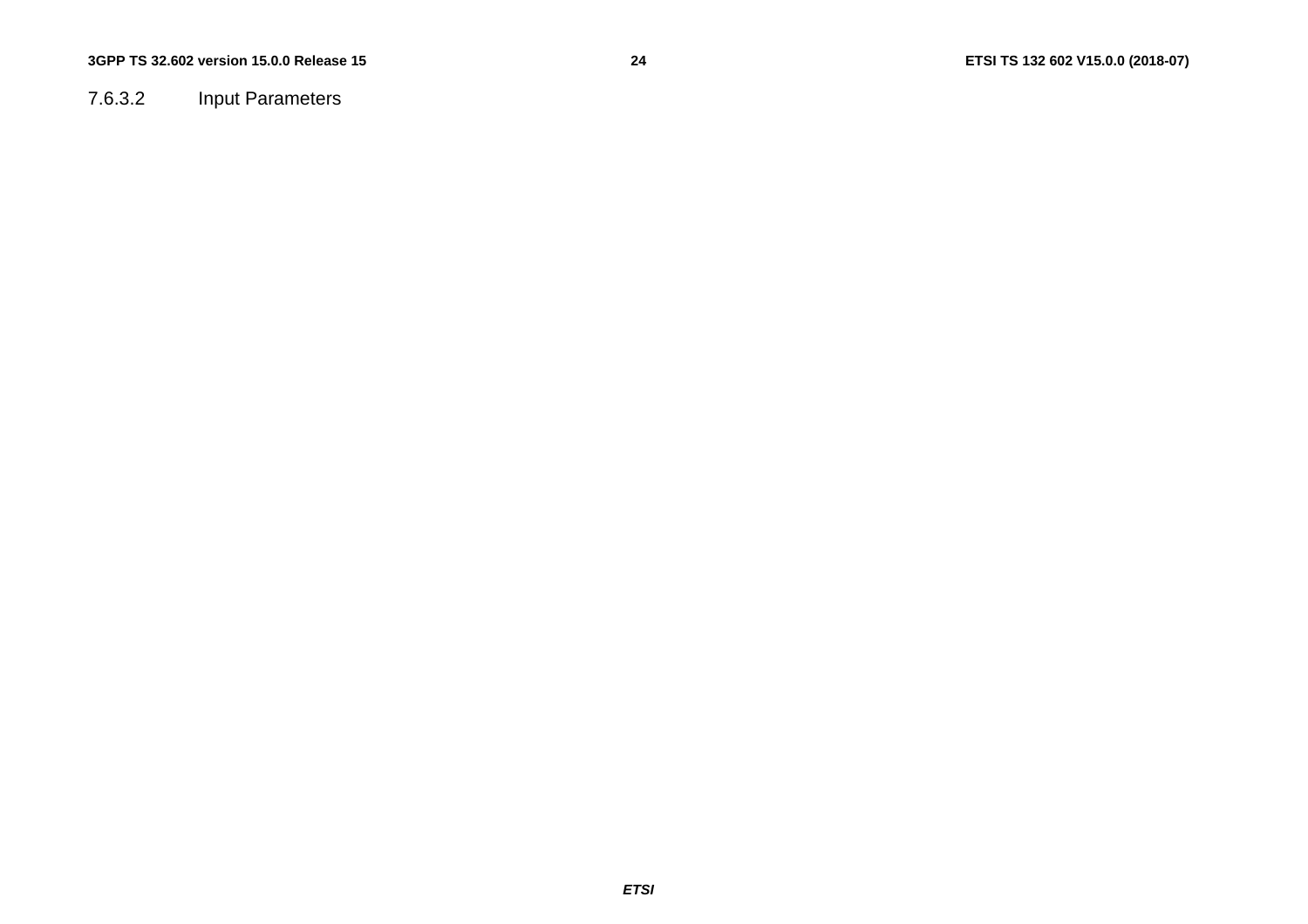#### 7.6.3.2 Input Parameters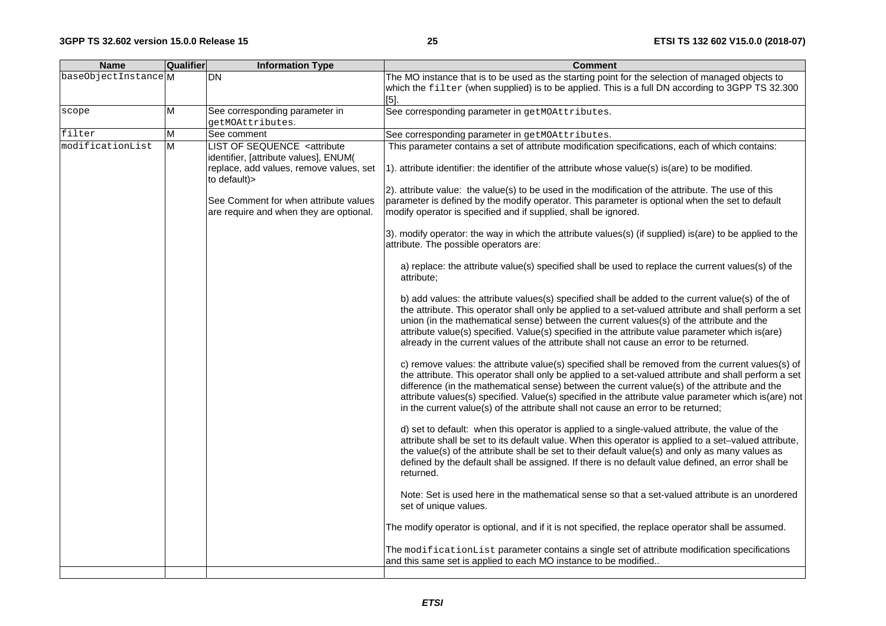| Name | Qualifier | Information Type | Comment |
|---|---|---|---|
| baseObjectInstance | M | DN | The MO instance that is to be used as the starting point for the selection of managed objects to which the `filter` (when supplied) is to be applied. This is a full DN according to 3GPP TS 32.300 [5]. |
| scope | M | See corresponding parameter in `getMOAttributes`. | See corresponding parameter in `getMOAttributes`. |
| filter | M | See comment | See corresponding parameter in `getMOAttributes`. |
| modificationList | M | LIST OF SEQUENCE <attribute identifier, [attribute values], ENUM( replace, add values, remove values, set to default)><br><br>See Comment for when attribute values are require and when they are optional. | This parameter contains a set of attribute modification specifications, each of which contains:<br><br>1). attribute identifier: the identifier of the attribute whose value(s) is(are) to be modified.<br><br>2). attribute value: the value(s) to be used in the modification of the attribute. The use of this parameter is defined by the modify operator. This parameter is optional when the set to default modify operator is specified and if supplied, shall be ignored.<br><br>3). modify operator: the way in which the attribute values(s) (if supplied) is(are) to be applied to the attribute. The possible operators are:<br><br>a) replace: the attribute value(s) specified shall be used to replace the current values(s) of the attribute;<br><br>b) add values: the attribute values(s) specified shall be added to the current value(s) of the of the attribute. This operator shall only be applied to a set-valued attribute and shall perform a set union (in the mathematical sense) between the current values(s) of the attribute and the attribute value(s) specified. Value(s) specified in the attribute value parameter which is(are) already in the current values of the attribute shall not cause an error to be returned.<br><br>c) remove values: the attribute value(s) specified shall be removed from the current values(s) of the attribute. This operator shall only be applied to a set-valued attribute and shall perform a set difference (in the mathematical sense) between the current value(s) of the attribute and the attribute values(s) specified. Value(s) specified in the attribute value parameter which is(are) not in the current value(s) of the attribute shall not cause an error to be returned;<br><br>d) set to default: when this operator is applied to a single-valued attribute, the value of the attribute shall be set to its default value. When this operator is applied to a set–valued attribute, the value(s) of the attribute shall be set to their default value(s) and only as many values as defined by the default shall be assigned. If there is no default value defined, an error shall be returned.<br><br>Note: Set is used here in the mathematical sense so that a set-valued attribute is an unordered set of unique values.<br><br>The modify operator is optional, and if it is not specified, the replace operator shall be assumed.<br><br>The `modificationList` parameter contains a single set of attribute modification specifications and this same set is applied to each MO instance to be modified.. |
| | | | |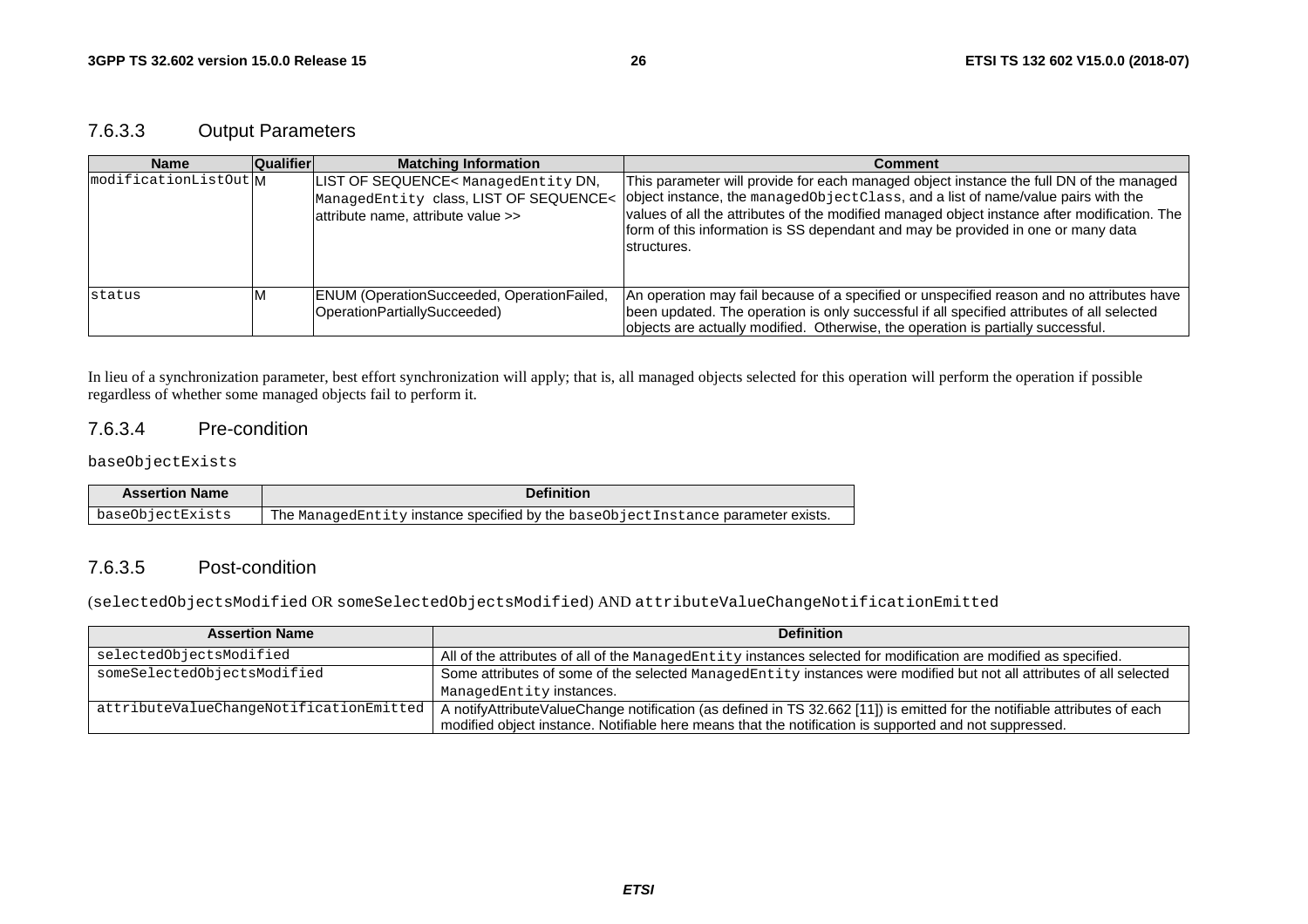### 7.6.3.3 Output Parameters

| Name | Qualifier | Matching Information | Comment |
|---|---|---|---|
| modificationListOut | M | LIST OF SEQUENCE< ManagedEntity DN, ManagedEntity class, LIST OF SEQUENCE< attribute name, attribute value >> | This parameter will provide for each managed object instance the full DN of the managed object instance, the managedObjectClass, and a list of name/value pairs with the values of all the attributes of the modified managed object instance after modification. The form of this information is SS dependant and may be provided in one or many data structures. |
| status | M | ENUM (OperationSucceeded, OperationFailed, OperationPartiallySucceeded) | An operation may fail because of a specified or unspecified reason and no attributes have been updated. The operation is only successful if all specified attributes of all selected objects are actually modified. Otherwise, the operation is partially successful. |

In lieu of a synchronization parameter, best effort synchronization will apply; that is, all managed objects selected for this operation will perform the operation if possible regardless of whether some managed objects fail to perform it.

### 7.6.3.4 Pre-condition

baseObjectExists

| Assertion Name | Definition |
|---|---|
| baseObjectExists | The ManagedEntity instance specified by the baseObjectInstance parameter exists. |

### 7.6.3.5 Post-condition

(selectedObjectsModified OR someSelectedObjectsModified) AND attributeValueChangeNotificationEmitted

| Assertion Name | Definition |
|---|---|
| selectedObjectsModified | All of the attributes of all of the ManagedEntity instances selected for modification are modified as specified. |
| someSelectedObjectsModified | Some attributes of some of the selected ManagedEntity instances were modified but not all attributes of all selected ManagedEntity instances. |
| attributeValueChangeNotificationEmitted | A notifyAttributeValueChange notification (as defined in TS 32.662 [11]) is emitted for the notifiable attributes of each modified object instance. Notifiable here means that the notification is supported and not suppressed. |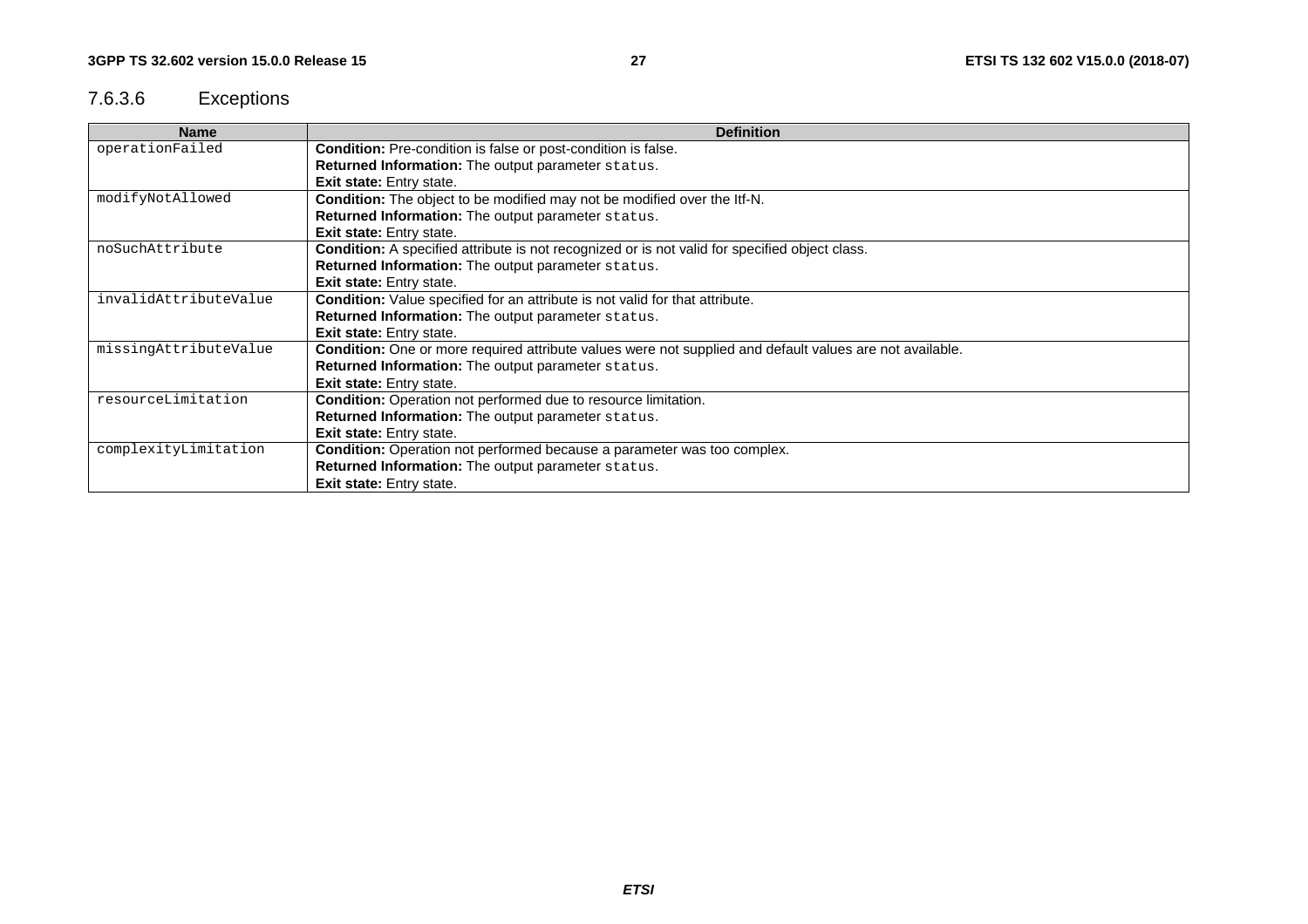### 7.6.3.6 Exceptions

| Name | Definition |
| --- | --- |
| `operationFailed` | **Condition:** Pre-condition is false or post-condition is false.<br>**Returned Information:** The output parameter `status`.<br>**Exit state:** Entry state. |
| `modifyNotAllowed` | **Condition:** The object to be modified may not be modified over the Itf-N.<br>**Returned Information:** The output parameter `status`.<br>**Exit state:** Entry state. |
| `noSuchAttribute` | **Condition:** A specified attribute is not recognized or is not valid for specified object class.<br>**Returned Information:** The output parameter `status`.<br>**Exit state:** Entry state. |
| `invalidAttributeValue` | **Condition:** Value specified for an attribute is not valid for that attribute.<br>**Returned Information:** The output parameter `status`.<br>**Exit state:** Entry state. |
| `missingAttributeValue` | **Condition:** One or more required attribute values were not supplied and default values are not available.<br>**Returned Information:** The output parameter `status`.<br>**Exit state:** Entry state. |
| `resourceLimitation` | **Condition:** Operation not performed due to resource limitation.<br>**Returned Information:** The output parameter `status`.<br>**Exit state:** Entry state. |
| `complexityLimitation` | **Condition:** Operation not performed because a parameter was too complex.<br>**Returned Information:** The output parameter `status`.<br>**Exit state:** Entry state. |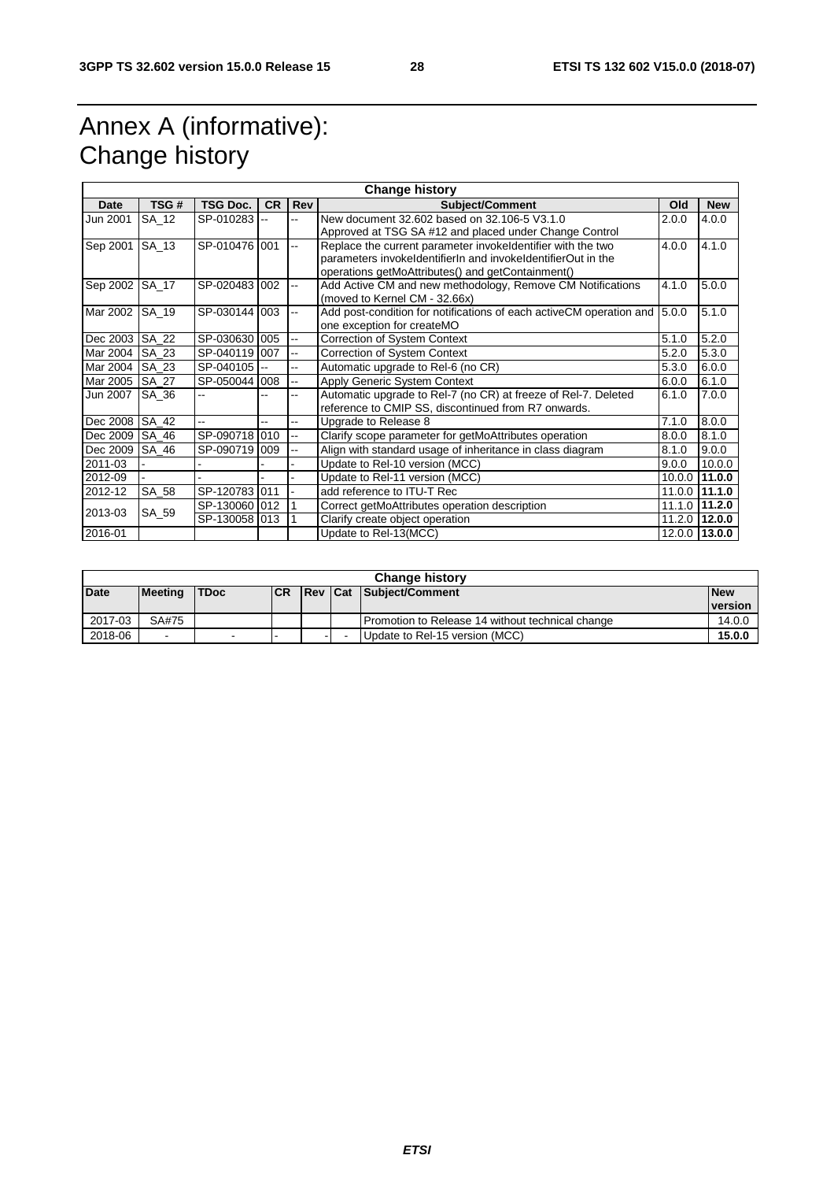# Annex A (informative): Change history

| Change history | | | | | | | |
|---|---|---|---|---|---|---|---|
| **Date** | **TSG #** | **TSG Doc.** | **CR** | **Rev** | **Subject/Comment** | **Old** | **New** |
| Jun 2001 | SA_12 | SP-010283 | -- | -- | New document 32.602 based on 32.106-5 V3.1.0 Approved at TSG SA #12 and placed under Change Control | 2.0.0 | 4.0.0 |
| Sep 2001 | SA_13 | SP-010476 | 001 | -- | Replace the current parameter invokeIdentifier with the two parameters invokeIdentifierIn and invokeIdentifierOut in the operations getMoAttributes() and getContainment() | 4.0.0 | 4.1.0 |
| Sep 2002 | SA_17 | SP-020483 | 002 | -- | Add Active CM and new methodology, Remove CM Notifications (moved to Kernel CM - 32.66x) | 4.1.0 | 5.0.0 |
| Mar 2002 | SA_19 | SP-030144 | 003 | -- | Add post-condition for notifications of each activeCM operation and one exception for createMO | 5.0.0 | 5.1.0 |
| Dec 2003 | SA_22 | SP-030630 | 005 | -- | Correction of System Context | 5.1.0 | 5.2.0 |
| Mar 2004 | SA_23 | SP-040119 | 007 | -- | Correction of System Context | 5.2.0 | 5.3.0 |
| Mar 2004 | SA_23 | SP-040105 | -- | -- | Automatic upgrade to Rel-6 (no CR) | 5.3.0 | 6.0.0 |
| Mar 2005 | SA_27 | SP-050044 | 008 | -- | Apply Generic System Context | 6.0.0 | 6.1.0 |
| Jun 2007 | SA_36 | -- | -- | -- | Automatic upgrade to Rel-7 (no CR) at freeze of Rel-7. Deleted reference to CMIP SS, discontinued from R7 onwards. | 6.1.0 | 7.0.0 |
| Dec 2008 | SA_42 | -- | -- | -- | Upgrade to Release 8 | 7.1.0 | 8.0.0 |
| Dec 2009 | SA_46 | SP-090718 | 010 | -- | Clarify scope parameter for getMoAttributes operation | 8.0.0 | 8.1.0 |
| Dec 2009 | SA_46 | SP-090719 | 009 | -- | Align with standard usage of inheritance in class diagram | 8.1.0 | 9.0.0 |
| 2011-03 | - | - | - | - | Update to Rel-10 version (MCC) | 9.0.0 | 10.0.0 |
| 2012-09 | - | - | - | - | Update to Rel-11 version (MCC) | 10.0.0 | **11.0.0** |
| 2012-12 | SA_58 | SP-120783 | 011 | - | add reference to ITU-T Rec | 11.0.0 | **11.1.0** |
| 2013-03 | SA_59 | SP-130060 | 012 | 1 | Correct getMoAttributes operation description | 11.1.0 | **11.2.0** |
| | | SP-130058 | 013 | 1 | Clarify create object operation | 11.2.0 | **12.0.0** |
| 2016-01 | | | | | Update to Rel-13(MCC) | 12.0.0 | **13.0.0** |

| Change history | | | | | | | |
|---|---|---|---|---|---|---|---|
| **Date** | **Meeting** | **TDoc** | **CR** | **Rev** | **Cat** | **Subject/Comment** | **New version** |
| 2017-03 | SA#75 | | | | | Promotion to Release 14 without technical change | 14.0.0 |
| 2018-06 | - | - | - | - | - | Update to Rel-15 version (MCC) | **15.0.0** |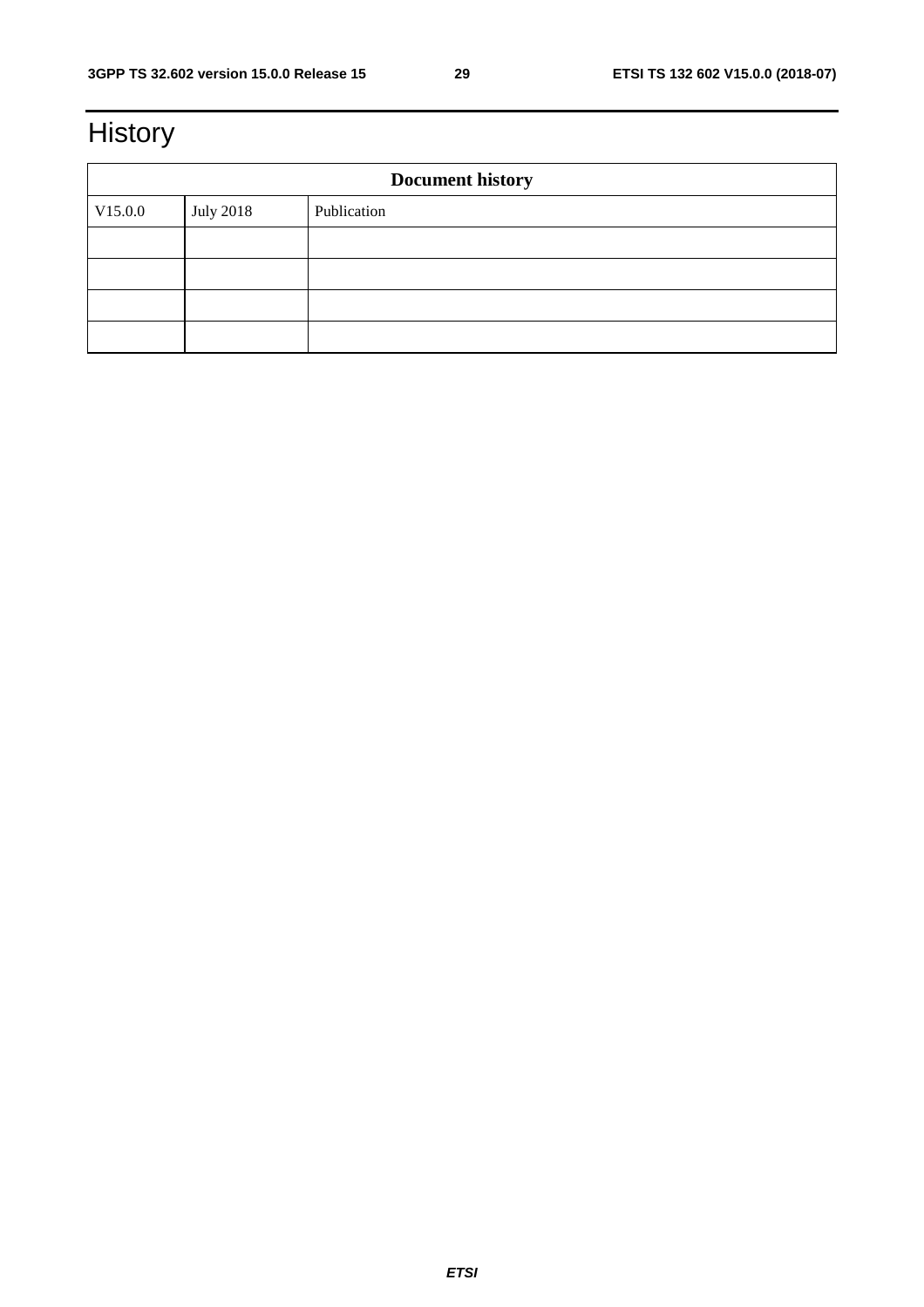# History

| Document history | | |
|---|---|---|
| V15.0.0 | July 2018 | Publication |
| | | |
| | | |
| | | |
| | | |